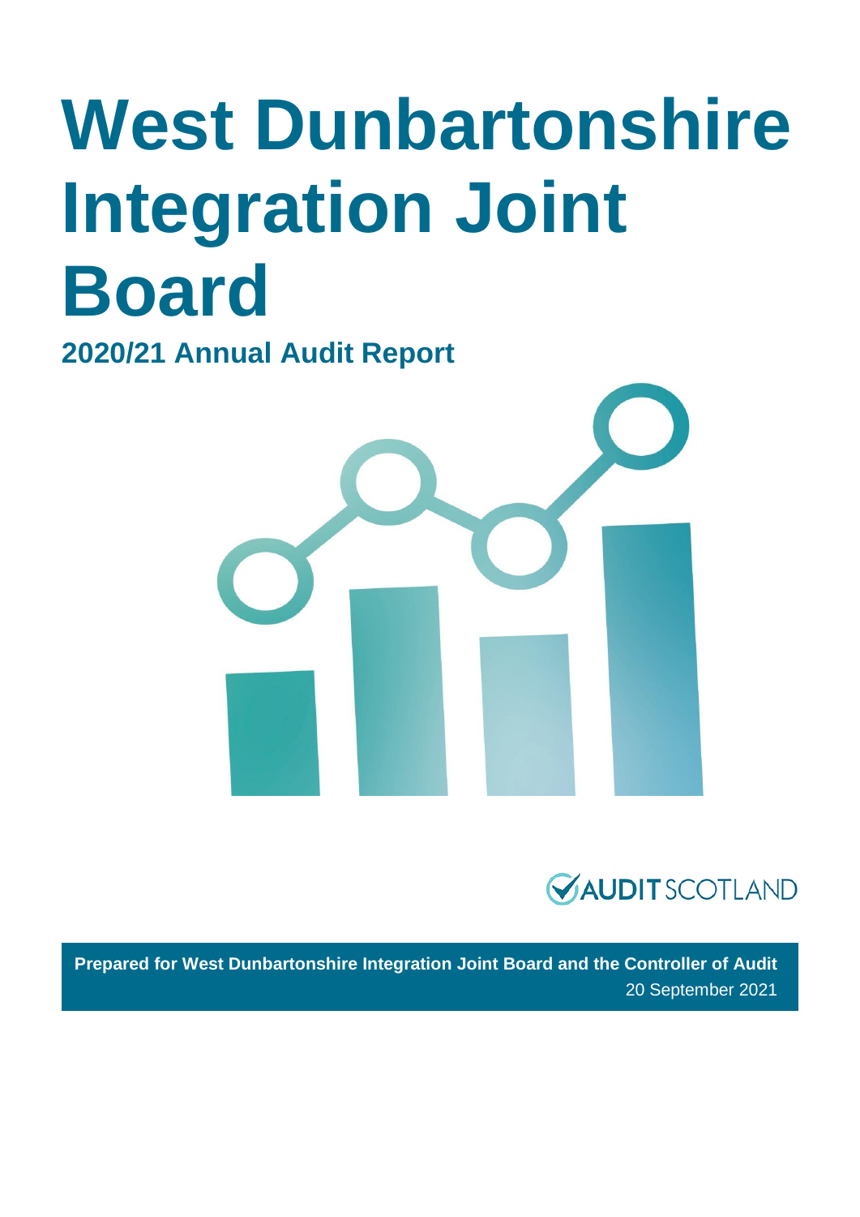# West Dunbartonshire Integration Joint Board

## 2020/21 Annual Audit Report

AUDIT SCOTLAND

**Prepared for West Dunbartonshire Integration Joint Board and the Controller of Audit**

20 September 2021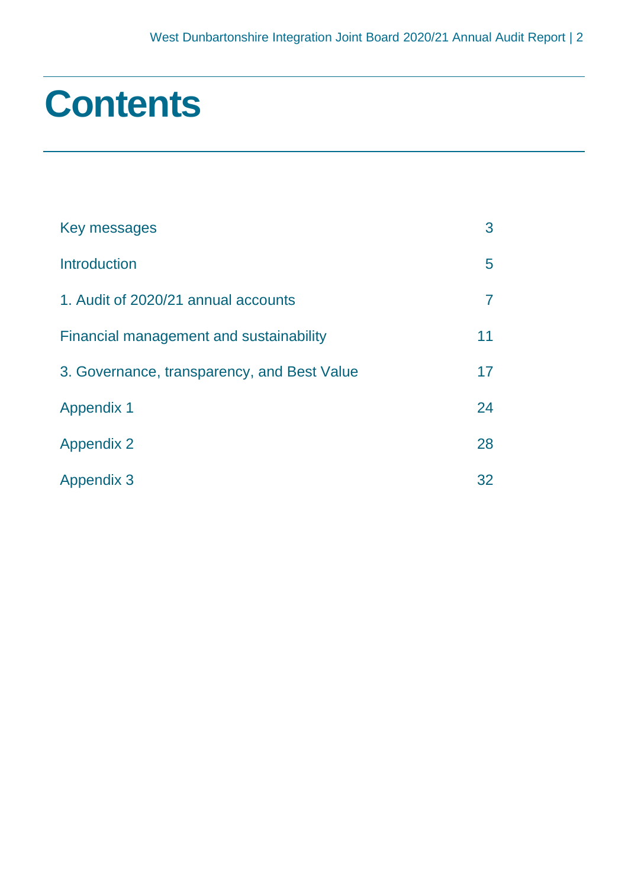# Contents

| | |
|---|---|
| Key messages | 3 |
| Introduction | 5 |
| 1. Audit of 2020/21 annual accounts | 7 |
| Financial management and sustainability | 11 |
| 3. Governance, transparency, and Best Value | 17 |
| Appendix 1 | 24 |
| Appendix 2 | 28 |
| Appendix 3 | 32 |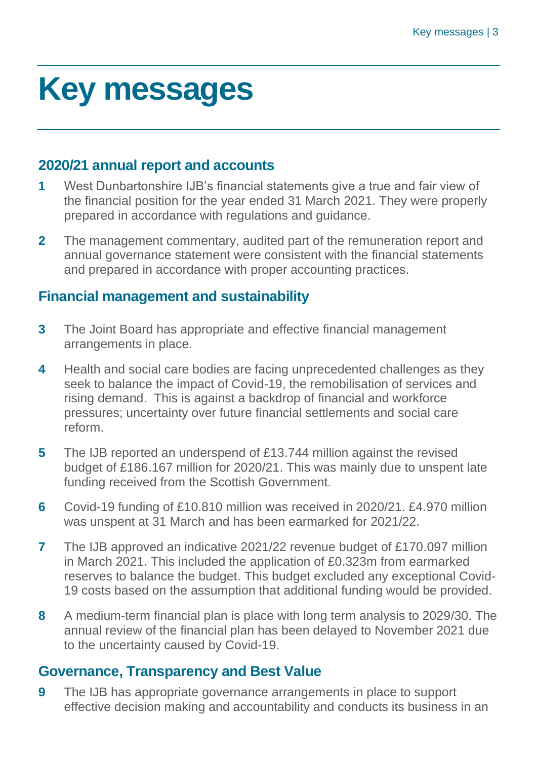# Key messages

## 2020/21 annual report and accounts

1. West Dunbartonshire IJB's financial statements give a true and fair view of the financial position for the year ended 31 March 2021. They were properly prepared in accordance with regulations and guidance.
2. The management commentary, audited part of the remuneration report and annual governance statement were consistent with the financial statements and prepared in accordance with proper accounting practices.

## Financial management and sustainability

3. The Joint Board has appropriate and effective financial management arrangements in place.
4. Health and social care bodies are facing unprecedented challenges as they seek to balance the impact of Covid-19, the remobilisation of services and rising demand. This is against a backdrop of financial and workforce pressures; uncertainty over future financial settlements and social care reform.
5. The IJB reported an underspend of £13.744 million against the revised budget of £186.167 million for 2020/21. This was mainly due to unspent late funding received from the Scottish Government.
6. Covid-19 funding of £10.810 million was received in 2020/21. £4.970 million was unspent at 31 March and has been earmarked for 2021/22.
7. The IJB approved an indicative 2021/22 revenue budget of £170.097 million in March 2021. This included the application of £0.323m from earmarked reserves to balance the budget. This budget excluded any exceptional Covid-19 costs based on the assumption that additional funding would be provided.
8. A medium-term financial plan is place with long term analysis to 2029/30. The annual review of the financial plan has been delayed to November 2021 due to the uncertainty caused by Covid-19.

## Governance, Transparency and Best Value

9. The IJB has appropriate governance arrangements in place to support effective decision making and accountability and conducts its business in an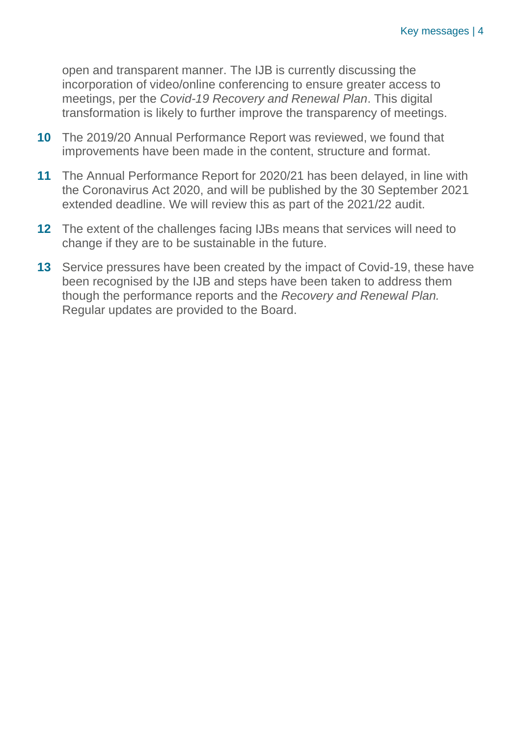open and transparent manner. The IJB is currently discussing the incorporation of video/online conferencing to ensure greater access to meetings, per the *Covid-19 Recovery and Renewal Plan*. This digital transformation is likely to further improve the transparency of meetings.

**10** The 2019/20 Annual Performance Report was reviewed, we found that improvements have been made in the content, structure and format.

**11** The Annual Performance Report for 2020/21 has been delayed, in line with the Coronavirus Act 2020, and will be published by the 30 September 2021 extended deadline. We will review this as part of the 2021/22 audit.

**12** The extent of the challenges facing IJBs means that services will need to change if they are to be sustainable in the future.

**13** Service pressures have been created by the impact of Covid-19, these have been recognised by the IJB and steps have been taken to address them though the performance reports and the *Recovery and Renewal Plan.* Regular updates are provided to the Board.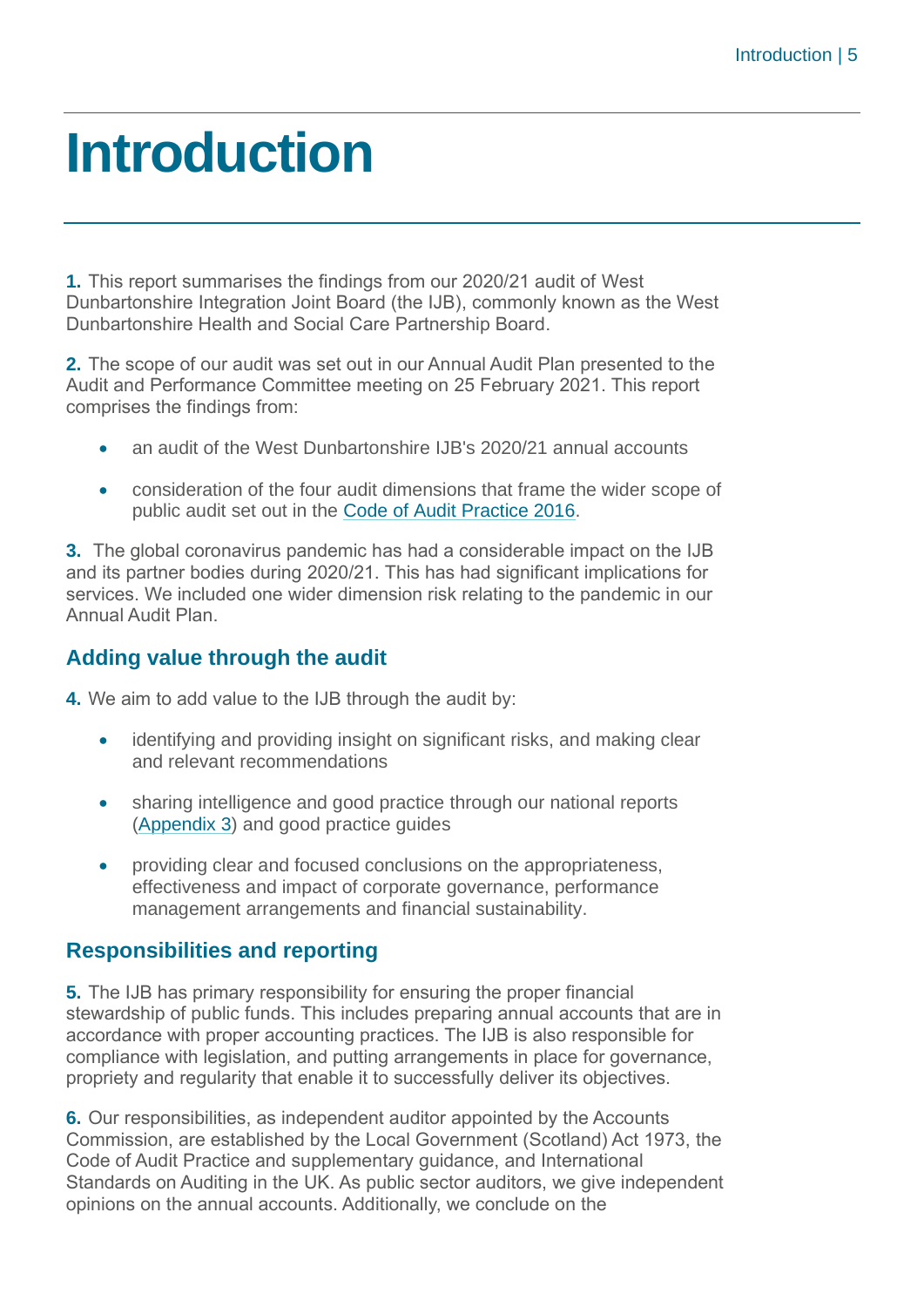# Introduction

**1.** This report summarises the findings from our 2020/21 audit of West Dunbartonshire Integration Joint Board (the IJB), commonly known as the West Dunbartonshire Health and Social Care Partnership Board.

**2.** The scope of our audit was set out in our Annual Audit Plan presented to the Audit and Performance Committee meeting on 25 February 2021. This report comprises the findings from:

- an audit of the West Dunbartonshire IJB's 2020/21 annual accounts
- consideration of the four audit dimensions that frame the wider scope of public audit set out in the Code of Audit Practice 2016.

**3.** The global coronavirus pandemic has had a considerable impact on the IJB and its partner bodies during 2020/21. This has had significant implications for services. We included one wider dimension risk relating to the pandemic in our Annual Audit Plan.

## Adding value through the audit

**4.** We aim to add value to the IJB through the audit by:

- identifying and providing insight on significant risks, and making clear and relevant recommendations
- sharing intelligence and good practice through our national reports (Appendix 3) and good practice guides
- providing clear and focused conclusions on the appropriateness, effectiveness and impact of corporate governance, performance management arrangements and financial sustainability.

## Responsibilities and reporting

**5.** The IJB has primary responsibility for ensuring the proper financial stewardship of public funds. This includes preparing annual accounts that are in accordance with proper accounting practices. The IJB is also responsible for compliance with legislation, and putting arrangements in place for governance, propriety and regularity that enable it to successfully deliver its objectives.

**6.** Our responsibilities, as independent auditor appointed by the Accounts Commission, are established by the Local Government (Scotland) Act 1973, the Code of Audit Practice and supplementary guidance, and International Standards on Auditing in the UK. As public sector auditors, we give independent opinions on the annual accounts. Additionally, we conclude on the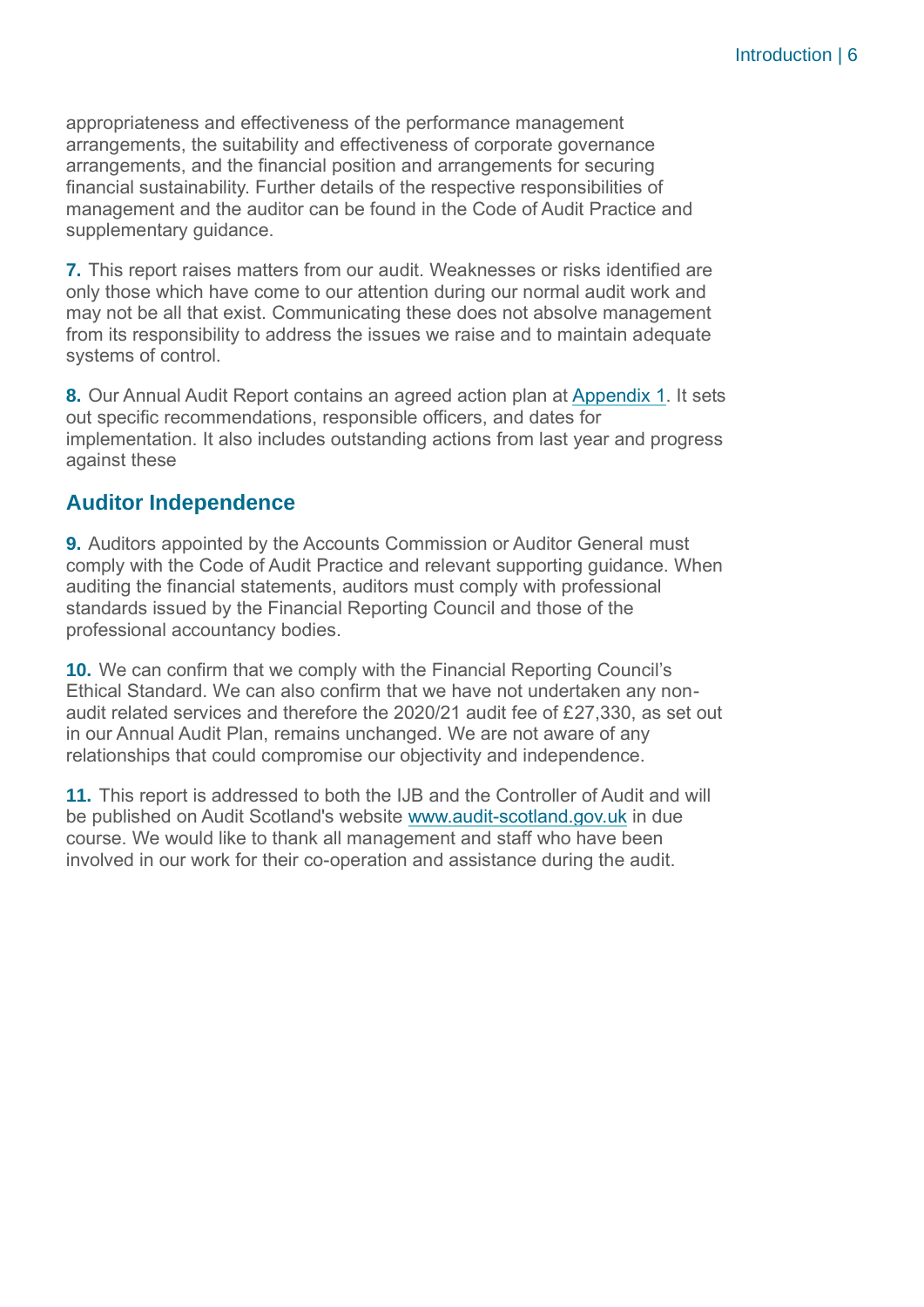appropriateness and effectiveness of the performance management arrangements, the suitability and effectiveness of corporate governance arrangements, and the financial position and arrangements for securing financial sustainability. Further details of the respective responsibilities of management and the auditor can be found in the Code of Audit Practice and supplementary guidance.

**7.** This report raises matters from our audit. Weaknesses or risks identified are only those which have come to our attention during our normal audit work and may not be all that exist. Communicating these does not absolve management from its responsibility to address the issues we raise and to maintain adequate systems of control.

**8.** Our Annual Audit Report contains an agreed action plan at Appendix 1. It sets out specific recommendations, responsible officers, and dates for implementation. It also includes outstanding actions from last year and progress against these

## Auditor Independence

**9.** Auditors appointed by the Accounts Commission or Auditor General must comply with the Code of Audit Practice and relevant supporting guidance. When auditing the financial statements, auditors must comply with professional standards issued by the Financial Reporting Council and those of the professional accountancy bodies.

**10.** We can confirm that we comply with the Financial Reporting Council's Ethical Standard. We can also confirm that we have not undertaken any non-audit related services and therefore the 2020/21 audit fee of £27,330, as set out in our Annual Audit Plan, remains unchanged. We are not aware of any relationships that could compromise our objectivity and independence.

**11.** This report is addressed to both the IJB and the Controller of Audit and will be published on Audit Scotland's website www.audit-scotland.gov.uk in due course. We would like to thank all management and staff who have been involved in our work for their co-operation and assistance during the audit.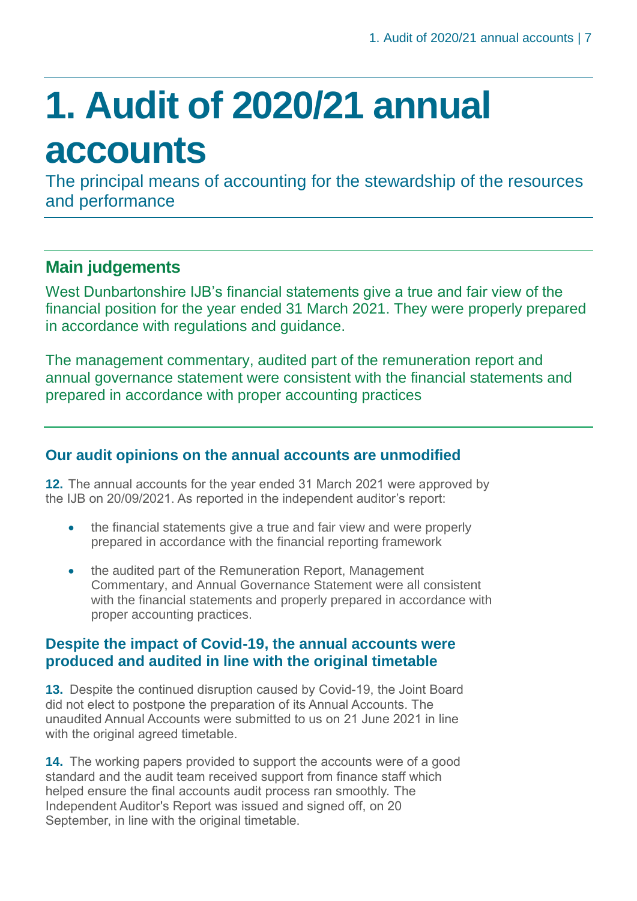# 1. Audit of 2020/21 annual accounts

The principal means of accounting for the stewardship of the resources and performance

## Main judgements

West Dunbartonshire IJB's financial statements give a true and fair view of the financial position for the year ended 31 March 2021. They were properly prepared in accordance with regulations and guidance.

The management commentary, audited part of the remuneration report and annual governance statement were consistent with the financial statements and prepared in accordance with proper accounting practices

### Our audit opinions on the annual accounts are unmodified

**12.** The annual accounts for the year ended 31 March 2021 were approved by the IJB on 20/09/2021. As reported in the independent auditor's report:

- the financial statements give a true and fair view and were properly prepared in accordance with the financial reporting framework
- the audited part of the Remuneration Report, Management Commentary, and Annual Governance Statement were all consistent with the financial statements and properly prepared in accordance with proper accounting practices.

### Despite the impact of Covid-19, the annual accounts were produced and audited in line with the original timetable

**13.** Despite the continued disruption caused by Covid-19, the Joint Board did not elect to postpone the preparation of its Annual Accounts. The unaudited Annual Accounts were submitted to us on 21 June 2021 in line with the original agreed timetable.

**14.** The working papers provided to support the accounts were of a good standard and the audit team received support from finance staff which helped ensure the final accounts audit process ran smoothly. The Independent Auditor's Report was issued and signed off, on 20 September, in line with the original timetable.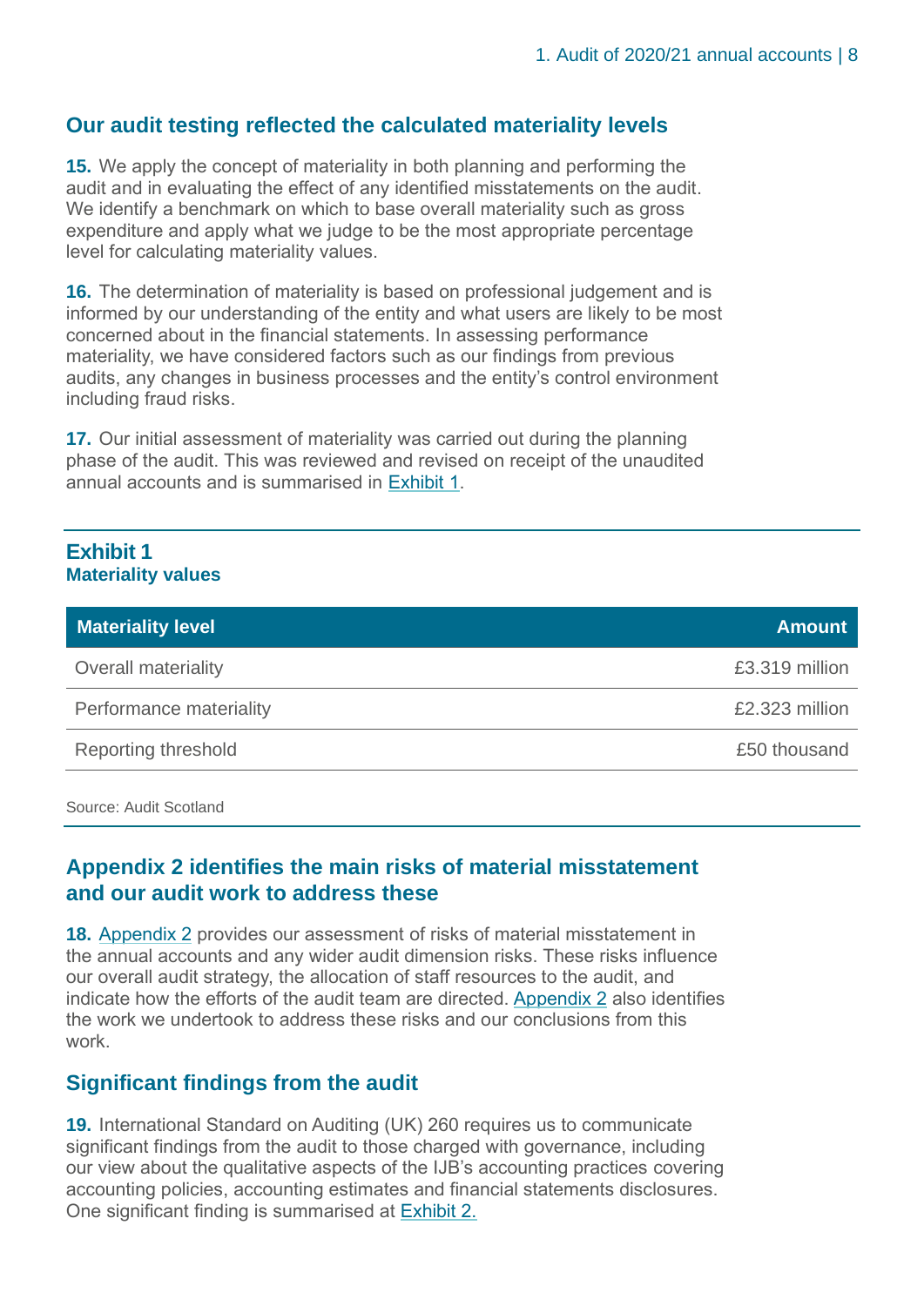## Our audit testing reflected the calculated materiality levels

**15.** We apply the concept of materiality in both planning and performing the audit and in evaluating the effect of any identified misstatements on the audit. We identify a benchmark on which to base overall materiality such as gross expenditure and apply what we judge to be the most appropriate percentage level for calculating materiality values.

**16.** The determination of materiality is based on professional judgement and is informed by our understanding of the entity and what users are likely to be most concerned about in the financial statements. In assessing performance materiality, we have considered factors such as our findings from previous audits, any changes in business processes and the entity's control environment including fraud risks.

**17.** Our initial assessment of materiality was carried out during the planning phase of the audit. This was reviewed and revised on receipt of the unaudited annual accounts and is summarised in Exhibit 1.

**Exhibit 1**
**Materiality values**

| Materiality level | Amount |
|---|---|
| Overall materiality | £3.319 million |
| Performance materiality | £2.323 million |
| Reporting threshold | £50 thousand |

Source: Audit Scotland

## Appendix 2 identifies the main risks of material misstatement and our audit work to address these

**18.** Appendix 2 provides our assessment of risks of material misstatement in the annual accounts and any wider audit dimension risks. These risks influence our overall audit strategy, the allocation of staff resources to the audit, and indicate how the efforts of the audit team are directed. Appendix 2 also identifies the work we undertook to address these risks and our conclusions from this work.

## Significant findings from the audit

**19.** International Standard on Auditing (UK) 260 requires us to communicate significant findings from the audit to those charged with governance, including our view about the qualitative aspects of the IJB's accounting practices covering accounting policies, accounting estimates and financial statements disclosures. One significant finding is summarised at Exhibit 2.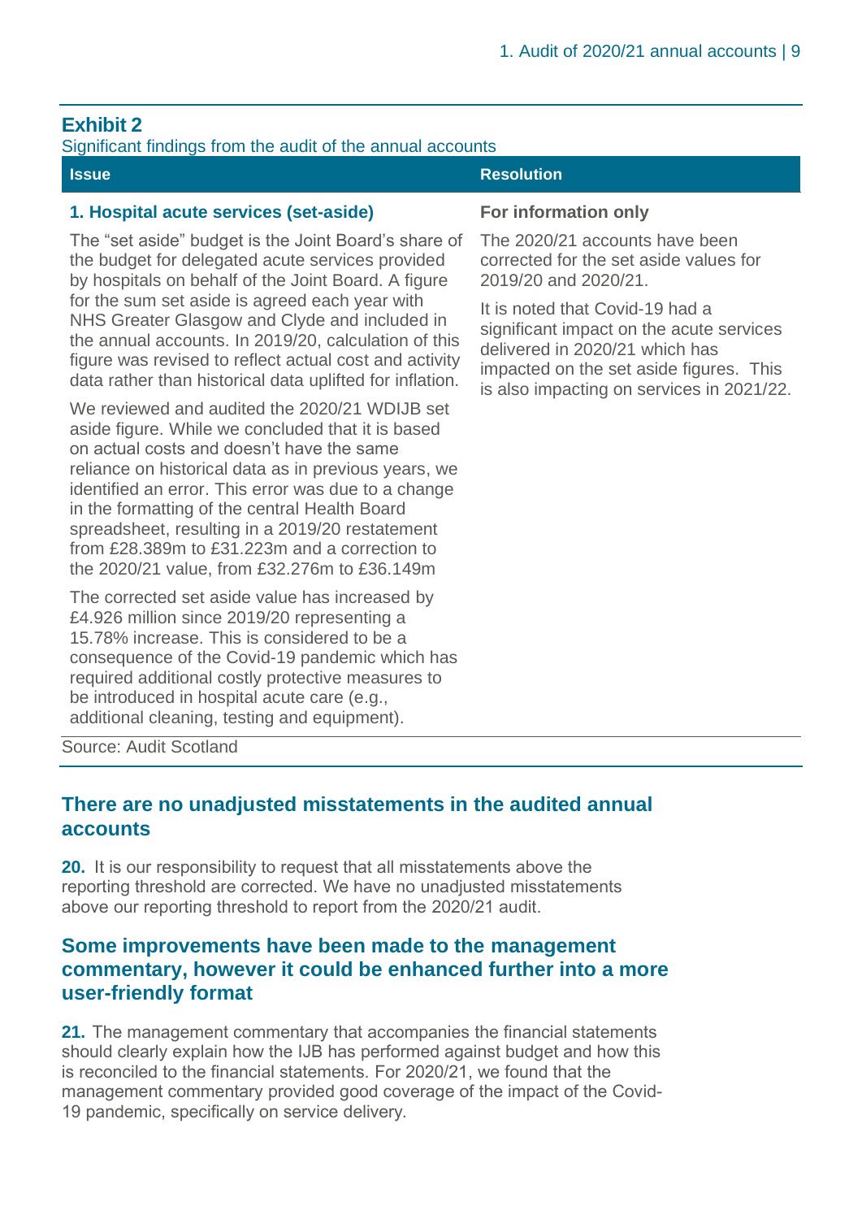**Exhibit 2**

Significant findings from the audit of the annual accounts

| Issue | Resolution |
| --- | --- |
| **1. Hospital acute services (set-aside)**<br><br>The "set aside" budget is the Joint Board's share of the budget for delegated acute services provided by hospitals on behalf of the Joint Board. A figure for the sum set aside is agreed each year with NHS Greater Glasgow and Clyde and included in the annual accounts. In 2019/20, calculation of this figure was revised to reflect actual cost and activity data rather than historical data uplifted for inflation.<br><br>We reviewed and audited the 2020/21 WDIJB set aside figure. While we concluded that it is based on actual costs and doesn't have the same reliance on historical data as in previous years, we identified an error. This error was due to a change in the formatting of the central Health Board spreadsheet, resulting in a 2019/20 restatement from £28.389m to £31.223m and a correction to the 2020/21 value, from £32.276m to £36.149m<br><br>The corrected set aside value has increased by £4.926 million since 2019/20 representing a 15.78% increase. This is considered to be a consequence of the Covid-19 pandemic which has required additional costly protective measures to be introduced in hospital acute care (e.g., additional cleaning, testing and equipment). | **For information only**<br><br>The 2020/21 accounts have been corrected for the set aside values for 2019/20 and 2020/21.<br><br>It is noted that Covid-19 had a significant impact on the acute services delivered in 2020/21 which has impacted on the set aside figures. This is also impacting on services in 2021/22. |

Source: Audit Scotland

## There are no unadjusted misstatements in the audited annual accounts

**20.** It is our responsibility to request that all misstatements above the reporting threshold are corrected. We have no unadjusted misstatements above our reporting threshold to report from the 2020/21 audit.

## Some improvements have been made to the management commentary, however it could be enhanced further into a more user-friendly format

**21.** The management commentary that accompanies the financial statements should clearly explain how the IJB has performed against budget and how this is reconciled to the financial statements. For 2020/21, we found that the management commentary provided good coverage of the impact of the Covid-19 pandemic, specifically on service delivery.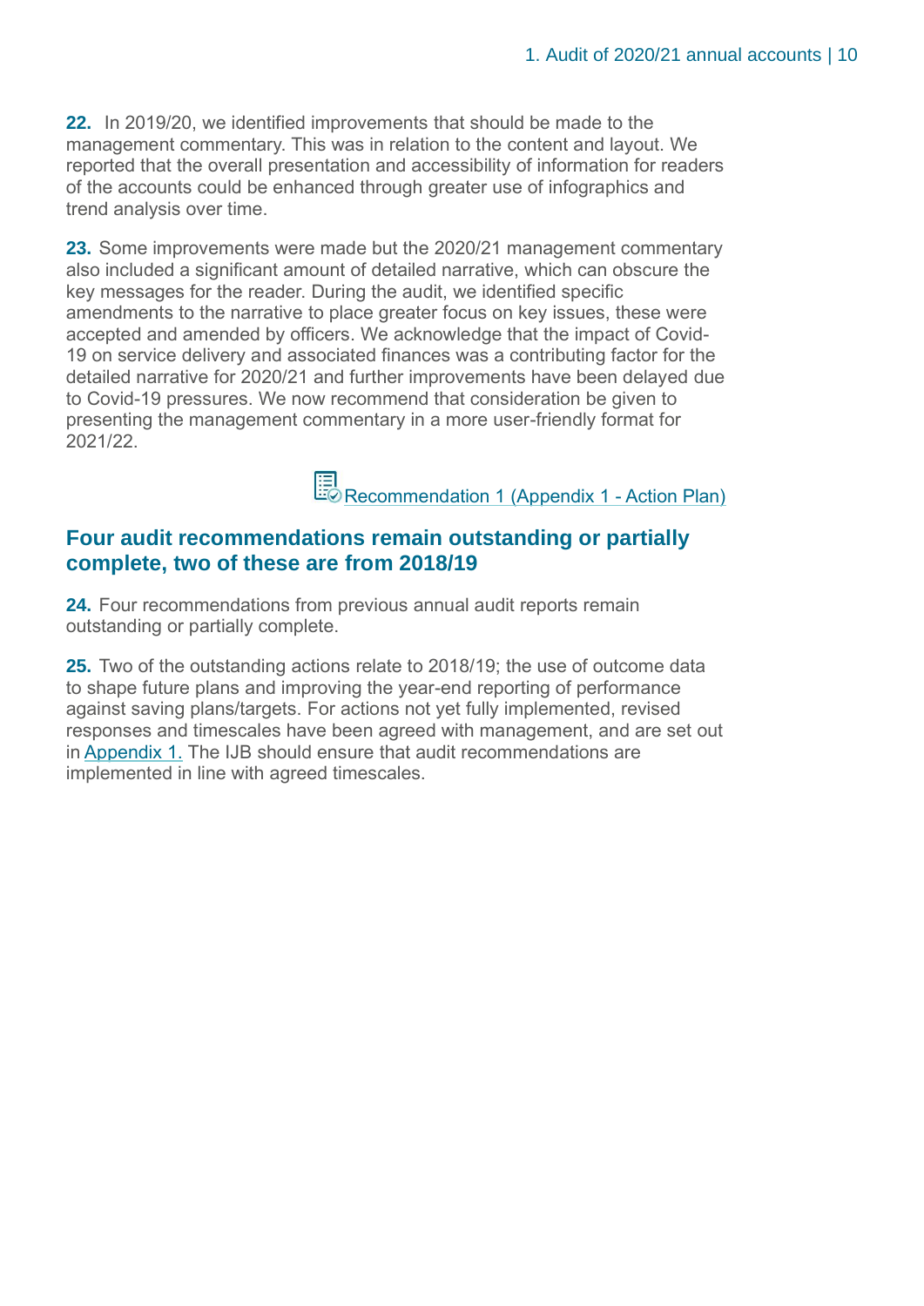**22.** In 2019/20, we identified improvements that should be made to the management commentary. This was in relation to the content and layout. We reported that the overall presentation and accessibility of information for readers of the accounts could be enhanced through greater use of infographics and trend analysis over time.

**23.** Some improvements were made but the 2020/21 management commentary also included a significant amount of detailed narrative, which can obscure the key messages for the reader. During the audit, we identified specific amendments to the narrative to place greater focus on key issues, these were accepted and amended by officers. We acknowledge that the impact of Covid-19 on service delivery and associated finances was a contributing factor for the detailed narrative for 2020/21 and further improvements have been delayed due to Covid-19 pressures. We now recommend that consideration be given to presenting the management commentary in a more user-friendly format for 2021/22.

Recommendation 1 (Appendix 1 - Action Plan)

## Four audit recommendations remain outstanding or partially complete, two of these are from 2018/19

**24.** Four recommendations from previous annual audit reports remain outstanding or partially complete.

**25.** Two of the outstanding actions relate to 2018/19; the use of outcome data to shape future plans and improving the year-end reporting of performance against saving plans/targets. For actions not yet fully implemented, revised responses and timescales have been agreed with management, and are set out in Appendix 1. The IJB should ensure that audit recommendations are implemented in line with agreed timescales.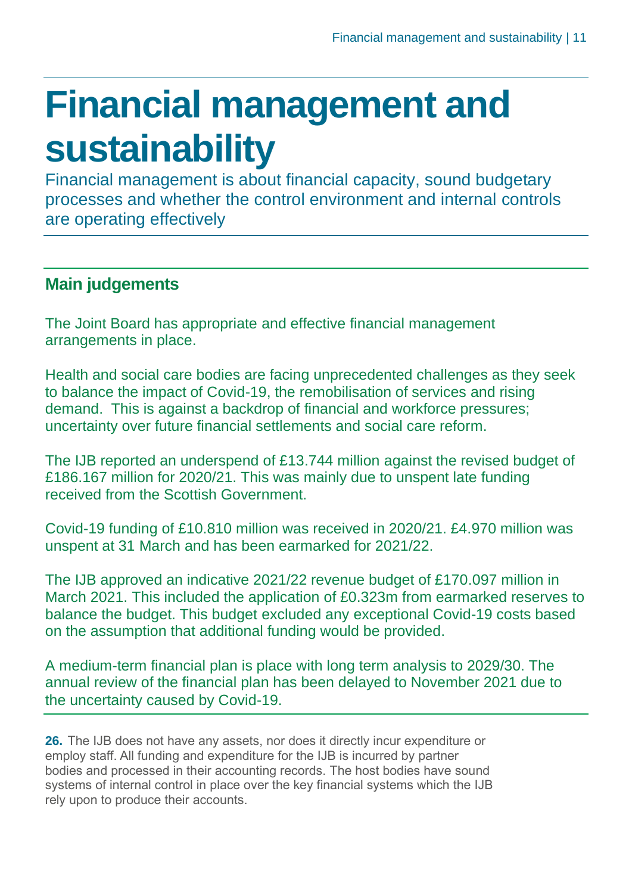# Financial management and sustainability

Financial management is about financial capacity, sound budgetary processes and whether the control environment and internal controls are operating effectively

## Main judgements

The Joint Board has appropriate and effective financial management arrangements in place.

Health and social care bodies are facing unprecedented challenges as they seek to balance the impact of Covid-19, the remobilisation of services and rising demand. This is against a backdrop of financial and workforce pressures; uncertainty over future financial settlements and social care reform.

The IJB reported an underspend of £13.744 million against the revised budget of £186.167 million for 2020/21. This was mainly due to unspent late funding received from the Scottish Government.

Covid-19 funding of £10.810 million was received in 2020/21. £4.970 million was unspent at 31 March and has been earmarked for 2021/22.

The IJB approved an indicative 2021/22 revenue budget of £170.097 million in March 2021. This included the application of £0.323m from earmarked reserves to balance the budget. This budget excluded any exceptional Covid-19 costs based on the assumption that additional funding would be provided.

A medium-term financial plan is place with long term analysis to 2029/30. The annual review of the financial plan has been delayed to November 2021 due to the uncertainty caused by Covid-19.

**26.** The IJB does not have any assets, nor does it directly incur expenditure or employ staff. All funding and expenditure for the IJB is incurred by partner bodies and processed in their accounting records. The host bodies have sound systems of internal control in place over the key financial systems which the IJB rely upon to produce their accounts.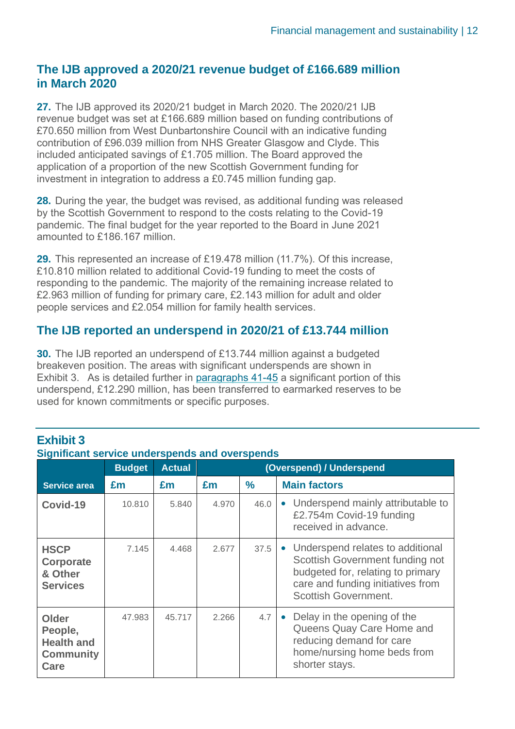## The IJB approved a 2020/21 revenue budget of £166.689 million in March 2020

**27.** The IJB approved its 2020/21 budget in March 2020. The 2020/21 IJB revenue budget was set at £166.689 million based on funding contributions of £70.650 million from West Dunbartonshire Council with an indicative funding contribution of £96.039 million from NHS Greater Glasgow and Clyde. This included anticipated savings of £1.705 million. The Board approved the application of a proportion of the new Scottish Government funding for investment in integration to address a £0.745 million funding gap.

**28.** During the year, the budget was revised, as additional funding was released by the Scottish Government to respond to the costs relating to the Covid-19 pandemic. The final budget for the year reported to the Board in June 2021 amounted to £186.167 million.

**29.** This represented an increase of £19.478 million (11.7%). Of this increase, £10.810 million related to additional Covid-19 funding to meet the costs of responding to the pandemic. The majority of the remaining increase related to £2.963 million of funding for primary care, £2.143 million for adult and older people services and £2.054 million for family health services.

## The IJB reported an underspend in 2020/21 of £13.744 million

**30.** The IJB reported an underspend of £13.744 million against a budgeted breakeven position. The areas with significant underspends are shown in Exhibit 3. As is detailed further in paragraphs 41-45 a significant portion of this underspend, £12.290 million, has been transferred to earmarked reserves to be used for known commitments or specific purposes.

### Exhibit 3
**Significant service underspends and overspends**

| | Budget | Actual | (Overspend) / Underspend | | |
|---|---|---|---|---|---|
| **Service area** | **£m** | **£m** | **£m** | **%** | **Main factors** |
| **Covid-19** | 10.810 | 5.840 | 4.970 | 46.0 | • Underspend mainly attributable to £2.754m Covid-19 funding received in advance. |
| **HSCP Corporate & Other Services** | 7.145 | 4.468 | 2.677 | 37.5 | • Underspend relates to additional Scottish Government funding not budgeted for, relating to primary care and funding initiatives from Scottish Government. |
| **Older People, Health and Community Care** | 47.983 | 45.717 | 2.266 | 4.7 | • Delay in the opening of the Queens Quay Care Home and reducing demand for care home/nursing home beds from shorter stays. |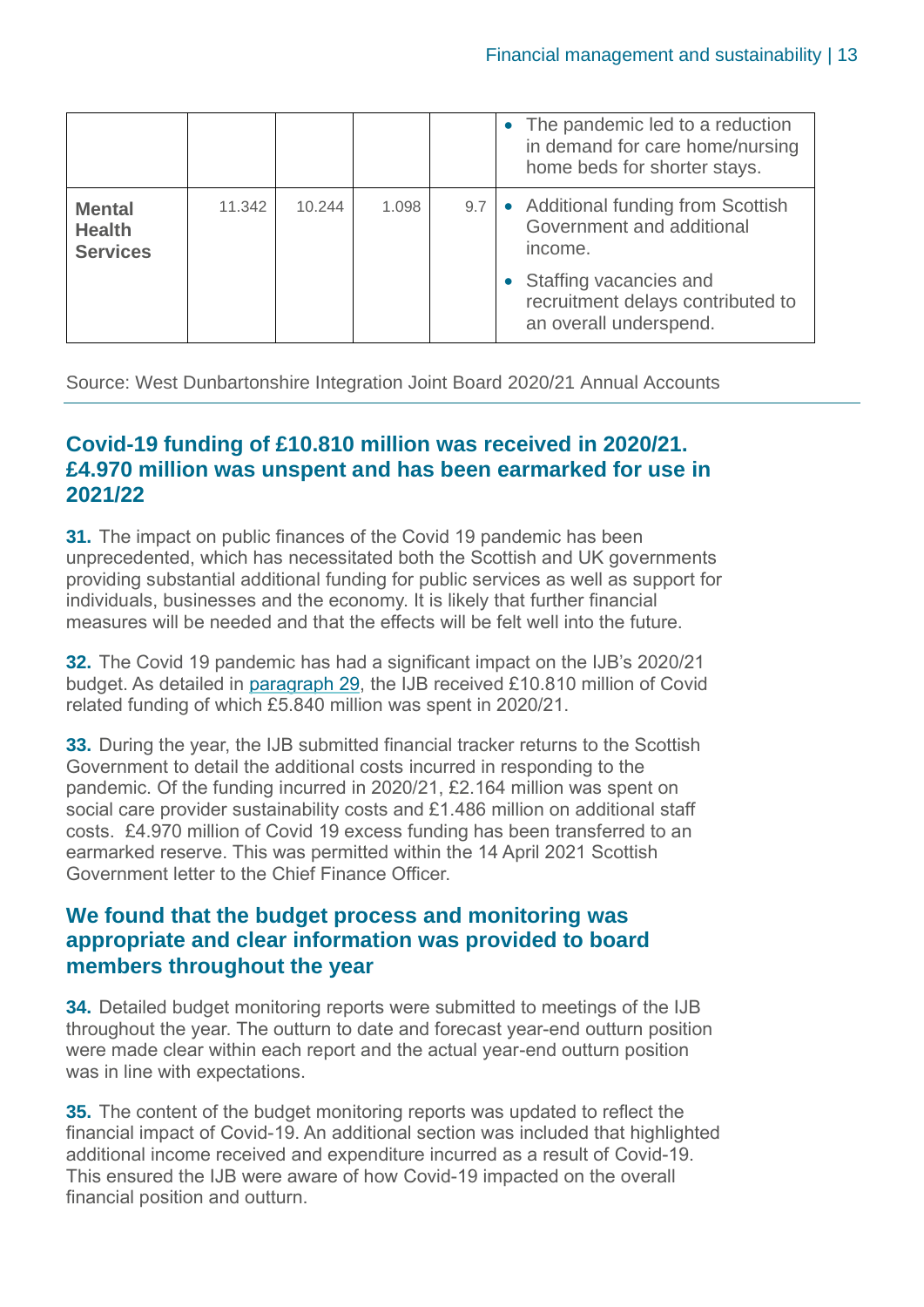| | | | | | |
|---|---|---|---|---|---|
| | | | | | • The pandemic led to a reduction in demand for care home/nursing home beds for shorter stays. |
| **Mental Health Services** | 11.342 | 10.244 | 1.098 | 9.7 | • Additional funding from Scottish Government and additional income.<br>• Staffing vacancies and recruitment delays contributed to an overall underspend. |

Source: West Dunbartonshire Integration Joint Board 2020/21 Annual Accounts

## Covid-19 funding of £10.810 million was received in 2020/21. £4.970 million was unspent and has been earmarked for use in 2021/22

**31.** The impact on public finances of the Covid 19 pandemic has been unprecedented, which has necessitated both the Scottish and UK governments providing substantial additional funding for public services as well as support for individuals, businesses and the economy. It is likely that further financial measures will be needed and that the effects will be felt well into the future.

**32.** The Covid 19 pandemic has had a significant impact on the IJB's 2020/21 budget. As detailed in paragraph 29, the IJB received £10.810 million of Covid related funding of which £5.840 million was spent in 2020/21.

**33.** During the year, the IJB submitted financial tracker returns to the Scottish Government to detail the additional costs incurred in responding to the pandemic. Of the funding incurred in 2020/21, £2.164 million was spent on social care provider sustainability costs and £1.486 million on additional staff costs. £4.970 million of Covid 19 excess funding has been transferred to an earmarked reserve. This was permitted within the 14 April 2021 Scottish Government letter to the Chief Finance Officer.

## We found that the budget process and monitoring was appropriate and clear information was provided to board members throughout the year

**34.** Detailed budget monitoring reports were submitted to meetings of the IJB throughout the year. The outturn to date and forecast year-end outturn position were made clear within each report and the actual year-end outturn position was in line with expectations.

**35.** The content of the budget monitoring reports was updated to reflect the financial impact of Covid-19. An additional section was included that highlighted additional income received and expenditure incurred as a result of Covid-19. This ensured the IJB were aware of how Covid-19 impacted on the overall financial position and outturn.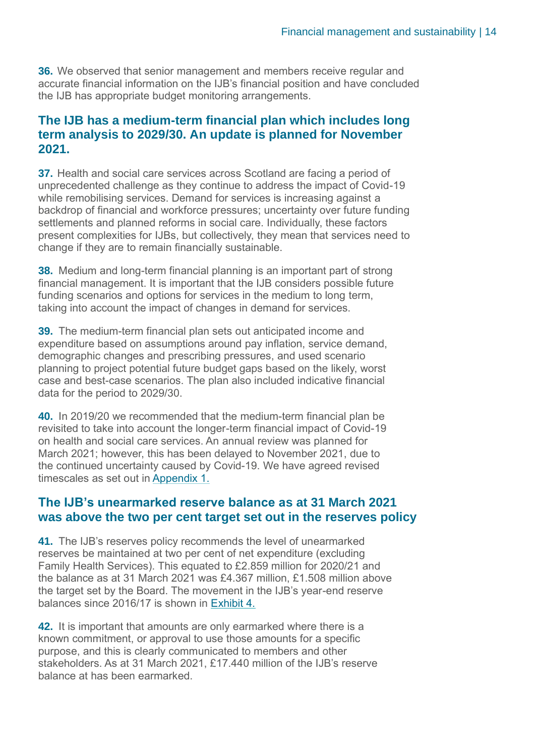**36.** We observed that senior management and members receive regular and accurate financial information on the IJB's financial position and have concluded the IJB has appropriate budget monitoring arrangements.

## The IJB has a medium-term financial plan which includes long term analysis to 2029/30. An update is planned for November 2021.

**37.** Health and social care services across Scotland are facing a period of unprecedented challenge as they continue to address the impact of Covid-19 while remobilising services. Demand for services is increasing against a backdrop of financial and workforce pressures; uncertainty over future funding settlements and planned reforms in social care. Individually, these factors present complexities for IJBs, but collectively, they mean that services need to change if they are to remain financially sustainable.

**38.** Medium and long-term financial planning is an important part of strong financial management. It is important that the IJB considers possible future funding scenarios and options for services in the medium to long term, taking into account the impact of changes in demand for services.

**39.** The medium-term financial plan sets out anticipated income and expenditure based on assumptions around pay inflation, service demand, demographic changes and prescribing pressures, and used scenario planning to project potential future budget gaps based on the likely, worst case and best-case scenarios. The plan also included indicative financial data for the period to 2029/30.

**40.** In 2019/20 we recommended that the medium-term financial plan be revisited to take into account the longer-term financial impact of Covid-19 on health and social care services. An annual review was planned for March 2021; however, this has been delayed to November 2021, due to the continued uncertainty caused by Covid-19. We have agreed revised timescales as set out in Appendix 1.

## The IJB's unearmarked reserve balance as at 31 March 2021 was above the two per cent target set out in the reserves policy

**41.** The IJB's reserves policy recommends the level of unearmarked reserves be maintained at two per cent of net expenditure (excluding Family Health Services). This equated to £2.859 million for 2020/21 and the balance as at 31 March 2021 was £4.367 million, £1.508 million above the target set by the Board. The movement in the IJB's year-end reserve balances since 2016/17 is shown in Exhibit 4.

**42.** It is important that amounts are only earmarked where there is a known commitment, or approval to use those amounts for a specific purpose, and this is clearly communicated to members and other stakeholders. As at 31 March 2021, £17.440 million of the IJB's reserve balance at has been earmarked.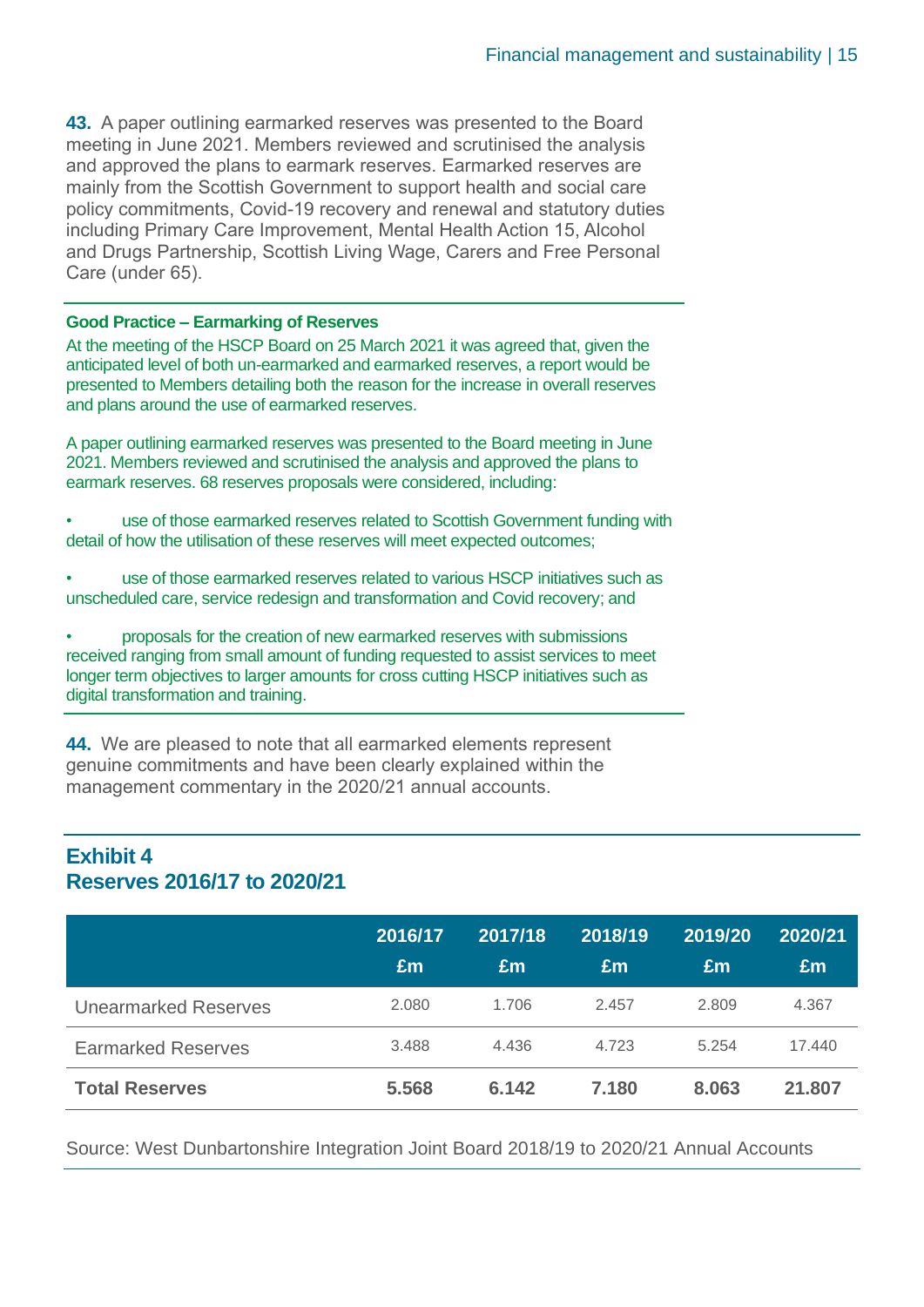**43.** A paper outlining earmarked reserves was presented to the Board meeting in June 2021. Members reviewed and scrutinised the analysis and approved the plans to earmark reserves. Earmarked reserves are mainly from the Scottish Government to support health and social care policy commitments, Covid-19 recovery and renewal and statutory duties including Primary Care Improvement, Mental Health Action 15, Alcohol and Drugs Partnership, Scottish Living Wage, Carers and Free Personal Care (under 65).

---

**Good Practice – Earmarking of Reserves**

At the meeting of the HSCP Board on 25 March 2021 it was agreed that, given the anticipated level of both un-earmarked and earmarked reserves, a report would be presented to Members detailing both the reason for the increase in overall reserves and plans around the use of earmarked reserves.

A paper outlining earmarked reserves was presented to the Board meeting in June 2021. Members reviewed and scrutinised the analysis and approved the plans to earmark reserves. 68 reserves proposals were considered, including:

- use of those earmarked reserves related to Scottish Government funding with detail of how the utilisation of these reserves will meet expected outcomes;
- use of those earmarked reserves related to various HSCP initiatives such as unscheduled care, service redesign and transformation and Covid recovery; and
- proposals for the creation of new earmarked reserves with submissions received ranging from small amount of funding requested to assist services to meet longer term objectives to larger amounts for cross cutting HSCP initiatives such as digital transformation and training.

---

**44.** We are pleased to note that all earmarked elements represent genuine commitments and have been clearly explained within the management commentary in the 2020/21 annual accounts.

## Exhibit 4
## Reserves 2016/17 to 2020/21

| | 2016/17 £m | 2017/18 £m | 2018/19 £m | 2019/20 £m | 2020/21 £m |
|---|---|---|---|---|---|
| Unearmarked Reserves | 2.080 | 1.706 | 2.457 | 2.809 | 4.367 |
| Earmarked Reserves | 3.488 | 4.436 | 4.723 | 5.254 | 17.440 |
| **Total Reserves** | **5.568** | **6.142** | **7.180** | **8.063** | **21.807** |

Source: West Dunbartonshire Integration Joint Board 2018/19 to 2020/21 Annual Accounts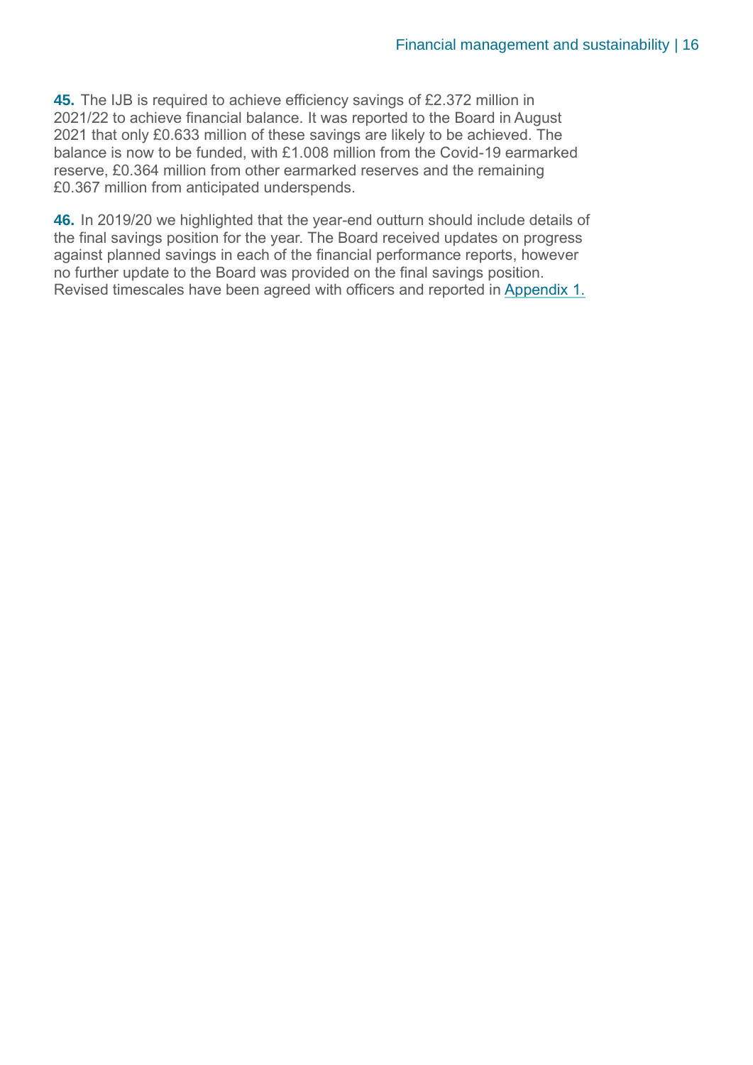**45.** The IJB is required to achieve efficiency savings of £2.372 million in 2021/22 to achieve financial balance. It was reported to the Board in August 2021 that only £0.633 million of these savings are likely to be achieved. The balance is now to be funded, with £1.008 million from the Covid-19 earmarked reserve, £0.364 million from other earmarked reserves and the remaining £0.367 million from anticipated underspends.

**46.** In 2019/20 we highlighted that the year-end outturn should include details of the final savings position for the year. The Board received updates on progress against planned savings in each of the financial performance reports, however no further update to the Board was provided on the final savings position. Revised timescales have been agreed with officers and reported in Appendix 1.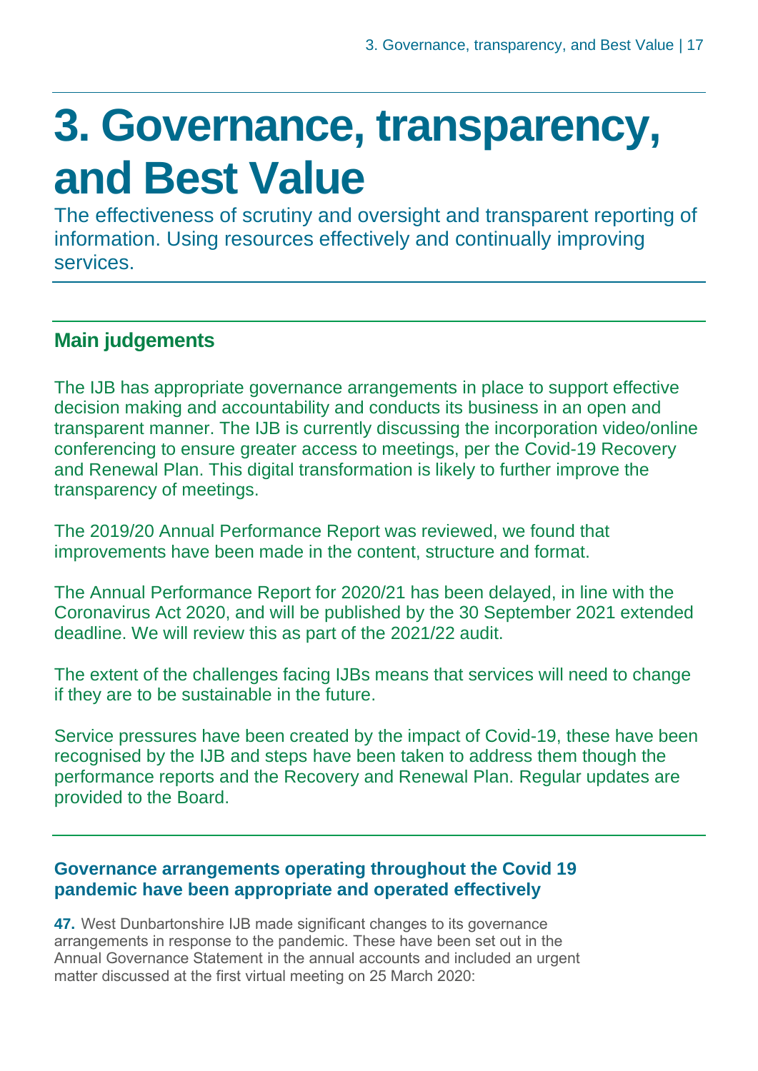# 3. Governance, transparency, and Best Value

The effectiveness of scrutiny and oversight and transparent reporting of information. Using resources effectively and continually improving services.

## Main judgements

The IJB has appropriate governance arrangements in place to support effective decision making and accountability and conducts its business in an open and transparent manner. The IJB is currently discussing the incorporation video/online conferencing to ensure greater access to meetings, per the Covid-19 Recovery and Renewal Plan. This digital transformation is likely to further improve the transparency of meetings.

The 2019/20 Annual Performance Report was reviewed, we found that improvements have been made in the content, structure and format.

The Annual Performance Report for 2020/21 has been delayed, in line with the Coronavirus Act 2020, and will be published by the 30 September 2021 extended deadline. We will review this as part of the 2021/22 audit.

The extent of the challenges facing IJBs means that services will need to change if they are to be sustainable in the future.

Service pressures have been created by the impact of Covid-19, these have been recognised by the IJB and steps have been taken to address them though the performance reports and the Recovery and Renewal Plan. Regular updates are provided to the Board.

### Governance arrangements operating throughout the Covid 19 pandemic have been appropriate and operated effectively

**47.** West Dunbartonshire IJB made significant changes to its governance arrangements in response to the pandemic. These have been set out in the Annual Governance Statement in the annual accounts and included an urgent matter discussed at the first virtual meeting on 25 March 2020: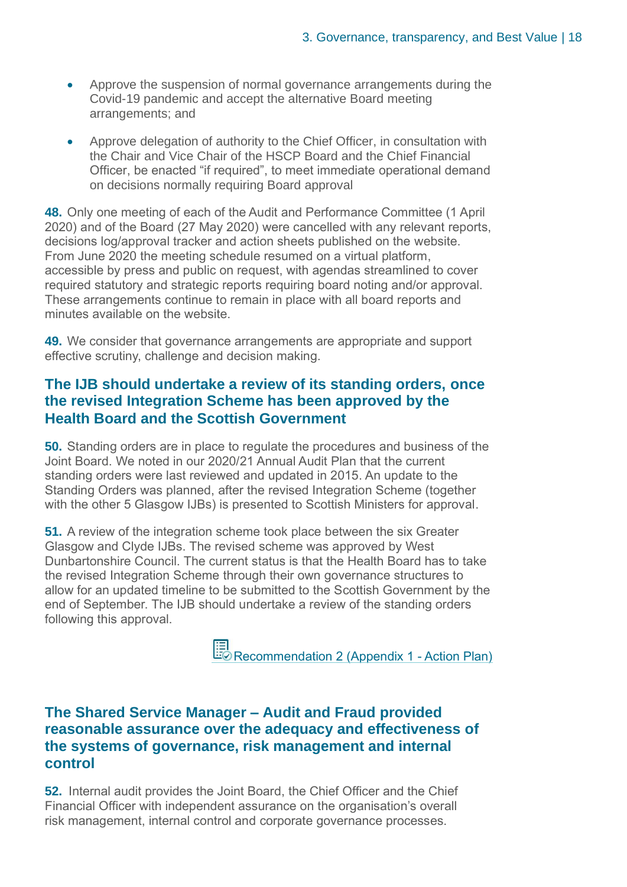- Approve the suspension of normal governance arrangements during the Covid-19 pandemic and accept the alternative Board meeting arrangements; and
- Approve delegation of authority to the Chief Officer, in consultation with the Chair and Vice Chair of the HSCP Board and the Chief Financial Officer, be enacted "if required", to meet immediate operational demand on decisions normally requiring Board approval

**48.** Only one meeting of each of the Audit and Performance Committee (1 April 2020) and of the Board (27 May 2020) were cancelled with any relevant reports, decisions log/approval tracker and action sheets published on the website. From June 2020 the meeting schedule resumed on a virtual platform, accessible by press and public on request, with agendas streamlined to cover required statutory and strategic reports requiring board noting and/or approval. These arrangements continue to remain in place with all board reports and minutes available on the website.

**49.** We consider that governance arrangements are appropriate and support effective scrutiny, challenge and decision making.

## The IJB should undertake a review of its standing orders, once the revised Integration Scheme has been approved by the Health Board and the Scottish Government

**50.** Standing orders are in place to regulate the procedures and business of the Joint Board. We noted in our 2020/21 Annual Audit Plan that the current standing orders were last reviewed and updated in 2015. An update to the Standing Orders was planned, after the revised Integration Scheme (together with the other 5 Glasgow IJBs) is presented to Scottish Ministers for approval.

**51.** A review of the integration scheme took place between the six Greater Glasgow and Clyde IJBs. The revised scheme was approved by West Dunbartonshire Council. The current status is that the Health Board has to take the revised Integration Scheme through their own governance structures to allow for an updated timeline to be submitted to the Scottish Government by the end of September. The IJB should undertake a review of the standing orders following this approval.

Recommendation 2 (Appendix 1 - Action Plan)

## The Shared Service Manager – Audit and Fraud provided reasonable assurance over the adequacy and effectiveness of the systems of governance, risk management and internal control

**52.** Internal audit provides the Joint Board, the Chief Officer and the Chief Financial Officer with independent assurance on the organisation's overall risk management, internal control and corporate governance processes.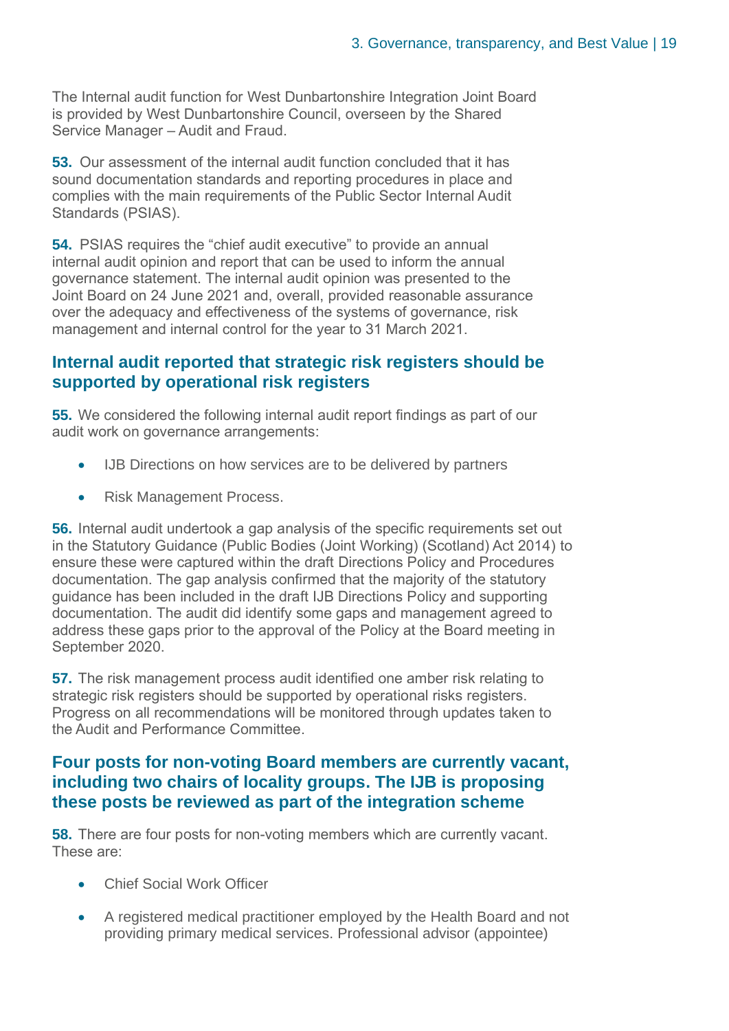The Internal audit function for West Dunbartonshire Integration Joint Board is provided by West Dunbartonshire Council, overseen by the Shared Service Manager – Audit and Fraud.

**53.** Our assessment of the internal audit function concluded that it has sound documentation standards and reporting procedures in place and complies with the main requirements of the Public Sector Internal Audit Standards (PSIAS).

**54.** PSIAS requires the "chief audit executive" to provide an annual internal audit opinion and report that can be used to inform the annual governance statement. The internal audit opinion was presented to the Joint Board on 24 June 2021 and, overall, provided reasonable assurance over the adequacy and effectiveness of the systems of governance, risk management and internal control for the year to 31 March 2021.

## Internal audit reported that strategic risk registers should be supported by operational risk registers

**55.** We considered the following internal audit report findings as part of our audit work on governance arrangements:

- IJB Directions on how services are to be delivered by partners
- Risk Management Process.

**56.** Internal audit undertook a gap analysis of the specific requirements set out in the Statutory Guidance (Public Bodies (Joint Working) (Scotland) Act 2014) to ensure these were captured within the draft Directions Policy and Procedures documentation. The gap analysis confirmed that the majority of the statutory guidance has been included in the draft IJB Directions Policy and supporting documentation. The audit did identify some gaps and management agreed to address these gaps prior to the approval of the Policy at the Board meeting in September 2020.

**57.** The risk management process audit identified one amber risk relating to strategic risk registers should be supported by operational risks registers. Progress on all recommendations will be monitored through updates taken to the Audit and Performance Committee.

## Four posts for non-voting Board members are currently vacant, including two chairs of locality groups. The IJB is proposing these posts be reviewed as part of the integration scheme

**58.** There are four posts for non-voting members which are currently vacant. These are:

- Chief Social Work Officer
- A registered medical practitioner employed by the Health Board and not providing primary medical services. Professional advisor (appointee)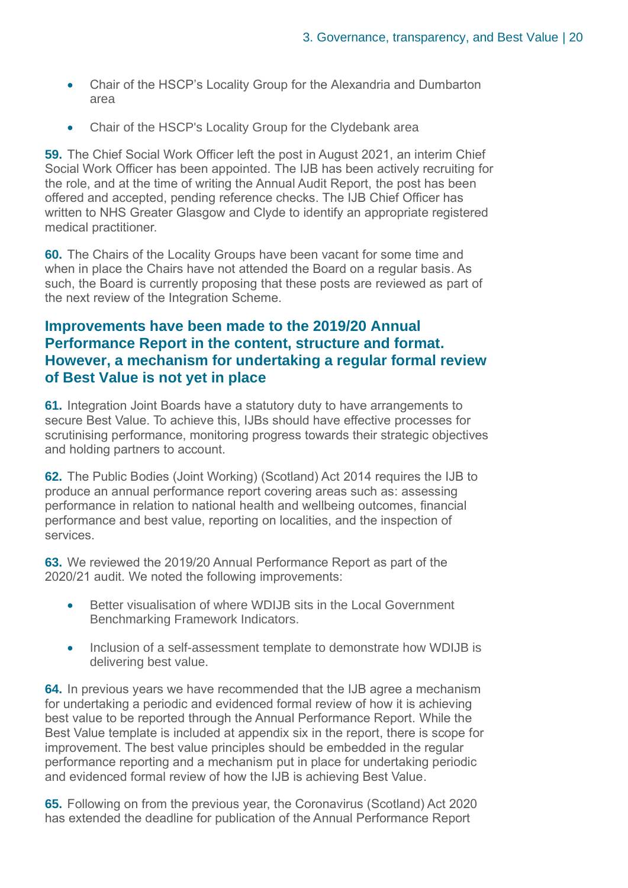- Chair of the HSCP's Locality Group for the Alexandria and Dumbarton area
- Chair of the HSCP's Locality Group for the Clydebank area

**59.** The Chief Social Work Officer left the post in August 2021, an interim Chief Social Work Officer has been appointed. The IJB has been actively recruiting for the role, and at the time of writing the Annual Audit Report, the post has been offered and accepted, pending reference checks. The IJB Chief Officer has written to NHS Greater Glasgow and Clyde to identify an appropriate registered medical practitioner.

**60.** The Chairs of the Locality Groups have been vacant for some time and when in place the Chairs have not attended the Board on a regular basis. As such, the Board is currently proposing that these posts are reviewed as part of the next review of the Integration Scheme.

## Improvements have been made to the 2019/20 Annual Performance Report in the content, structure and format. However, a mechanism for undertaking a regular formal review of Best Value is not yet in place

**61.** Integration Joint Boards have a statutory duty to have arrangements to secure Best Value. To achieve this, IJBs should have effective processes for scrutinising performance, monitoring progress towards their strategic objectives and holding partners to account.

**62.** The Public Bodies (Joint Working) (Scotland) Act 2014 requires the IJB to produce an annual performance report covering areas such as: assessing performance in relation to national health and wellbeing outcomes, financial performance and best value, reporting on localities, and the inspection of services.

**63.** We reviewed the 2019/20 Annual Performance Report as part of the 2020/21 audit. We noted the following improvements:

- Better visualisation of where WDIJB sits in the Local Government Benchmarking Framework Indicators.
- Inclusion of a self-assessment template to demonstrate how WDIJB is delivering best value.

**64.** In previous years we have recommended that the IJB agree a mechanism for undertaking a periodic and evidenced formal review of how it is achieving best value to be reported through the Annual Performance Report. While the Best Value template is included at appendix six in the report, there is scope for improvement. The best value principles should be embedded in the regular performance reporting and a mechanism put in place for undertaking periodic and evidenced formal review of how the IJB is achieving Best Value.

**65.** Following on from the previous year, the Coronavirus (Scotland) Act 2020 has extended the deadline for publication of the Annual Performance Report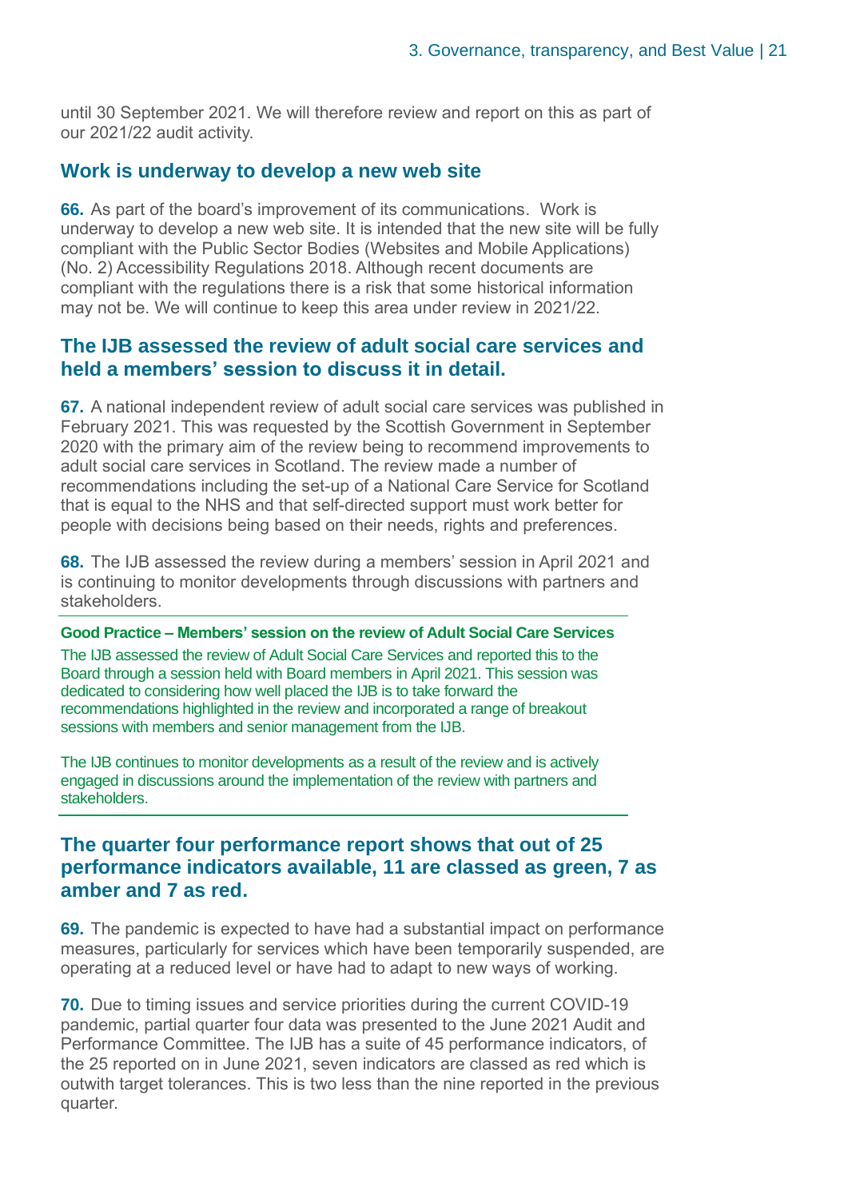until 30 September 2021. We will therefore review and report on this as part of our 2021/22 audit activity.

## Work is underway to develop a new web site

**66.** As part of the board's improvement of its communications. Work is underway to develop a new web site. It is intended that the new site will be fully compliant with the Public Sector Bodies (Websites and Mobile Applications) (No. 2) Accessibility Regulations 2018. Although recent documents are compliant with the regulations there is a risk that some historical information may not be. We will continue to keep this area under review in 2021/22.

## The IJB assessed the review of adult social care services and held a members' session to discuss it in detail.

**67.** A national independent review of adult social care services was published in February 2021. This was requested by the Scottish Government in September 2020 with the primary aim of the review being to recommend improvements to adult social care services in Scotland. The review made a number of recommendations including the set-up of a National Care Service for Scotland that is equal to the NHS and that self-directed support must work better for people with decisions being based on their needs, rights and preferences.

**68.** The IJB assessed the review during a members' session in April 2021 and is continuing to monitor developments through discussions with partners and stakeholders.

**Good Practice – Members' session on the review of Adult Social Care Services**

The IJB assessed the review of Adult Social Care Services and reported this to the Board through a session held with Board members in April 2021. This session was dedicated to considering how well placed the IJB is to take forward the recommendations highlighted in the review and incorporated a range of breakout sessions with members and senior management from the IJB.

The IJB continues to monitor developments as a result of the review and is actively engaged in discussions around the implementation of the review with partners and stakeholders.

## The quarter four performance report shows that out of 25 performance indicators available, 11 are classed as green, 7 as amber and 7 as red.

**69.** The pandemic is expected to have had a substantial impact on performance measures, particularly for services which have been temporarily suspended, are operating at a reduced level or have had to adapt to new ways of working.

**70.** Due to timing issues and service priorities during the current COVID-19 pandemic, partial quarter four data was presented to the June 2021 Audit and Performance Committee. The IJB has a suite of 45 performance indicators, of the 25 reported on in June 2021, seven indicators are classed as red which is outwith target tolerances. This is two less than the nine reported in the previous quarter.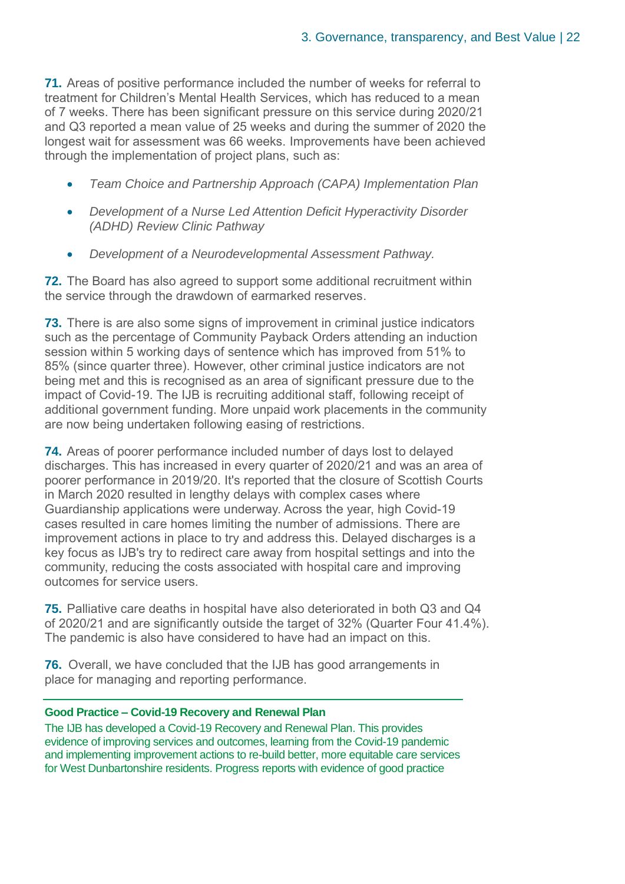**71.** Areas of positive performance included the number of weeks for referral to treatment for Children's Mental Health Services, which has reduced to a mean of 7 weeks. There has been significant pressure on this service during 2020/21 and Q3 reported a mean value of 25 weeks and during the summer of 2020 the longest wait for assessment was 66 weeks. Improvements have been achieved through the implementation of project plans, such as:

- *Team Choice and Partnership Approach (CAPA) Implementation Plan*
- *Development of a Nurse Led Attention Deficit Hyperactivity Disorder (ADHD) Review Clinic Pathway*
- *Development of a Neurodevelopmental Assessment Pathway.*

**72.** The Board has also agreed to support some additional recruitment within the service through the drawdown of earmarked reserves.

**73.** There is are also some signs of improvement in criminal justice indicators such as the percentage of Community Payback Orders attending an induction session within 5 working days of sentence which has improved from 51% to 85% (since quarter three). However, other criminal justice indicators are not being met and this is recognised as an area of significant pressure due to the impact of Covid-19. The IJB is recruiting additional staff, following receipt of additional government funding. More unpaid work placements in the community are now being undertaken following easing of restrictions.

**74.** Areas of poorer performance included number of days lost to delayed discharges. This has increased in every quarter of 2020/21 and was an area of poorer performance in 2019/20. It's reported that the closure of Scottish Courts in March 2020 resulted in lengthy delays with complex cases where Guardianship applications were underway. Across the year, high Covid-19 cases resulted in care homes limiting the number of admissions. There are improvement actions in place to try and address this. Delayed discharges is a key focus as IJB's try to redirect care away from hospital settings and into the community, reducing the costs associated with hospital care and improving outcomes for service users.

**75.** Palliative care deaths in hospital have also deteriorated in both Q3 and Q4 of 2020/21 and are significantly outside the target of 32% (Quarter Four 41.4%). The pandemic is also have considered to have had an impact on this.

**76.** Overall, we have concluded that the IJB has good arrangements in place for managing and reporting performance.

**Good Practice – Covid-19 Recovery and Renewal Plan**

The IJB has developed a Covid-19 Recovery and Renewal Plan. This provides evidence of improving services and outcomes, learning from the Covid-19 pandemic and implementing improvement actions to re-build better, more equitable care services for West Dunbartonshire residents. Progress reports with evidence of good practice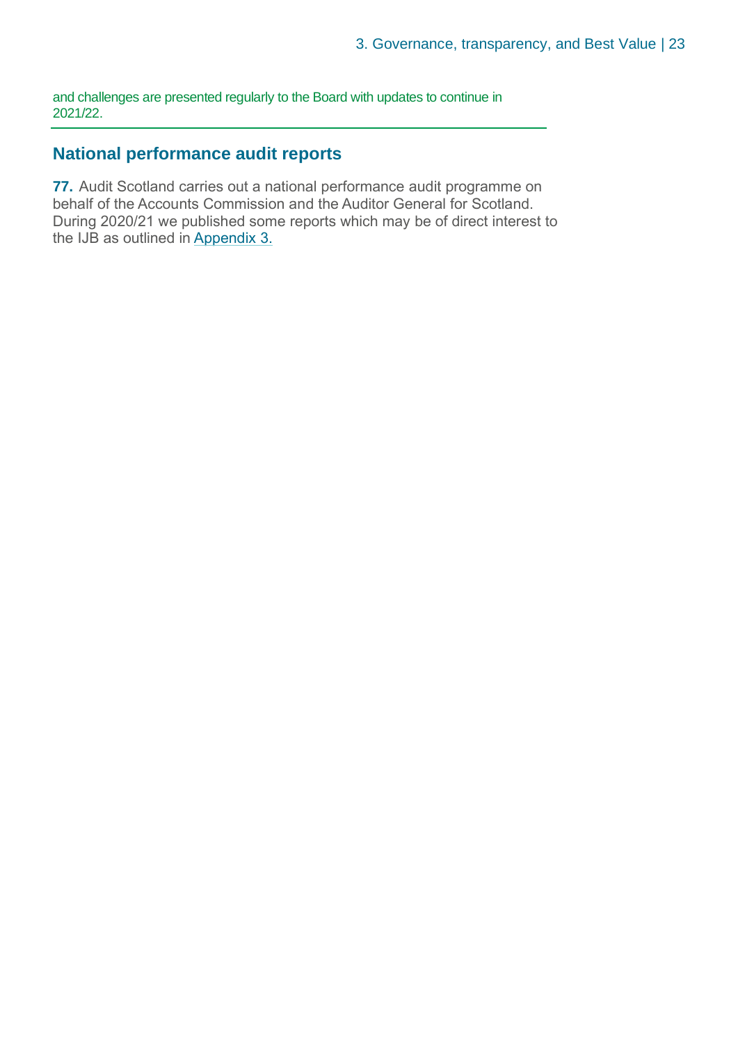and challenges are presented regularly to the Board with updates to continue in 2021/22.

## National performance audit reports

**77.** Audit Scotland carries out a national performance audit programme on behalf of the Accounts Commission and the Auditor General for Scotland. During 2020/21 we published some reports which may be of direct interest to the IJB as outlined in Appendix 3.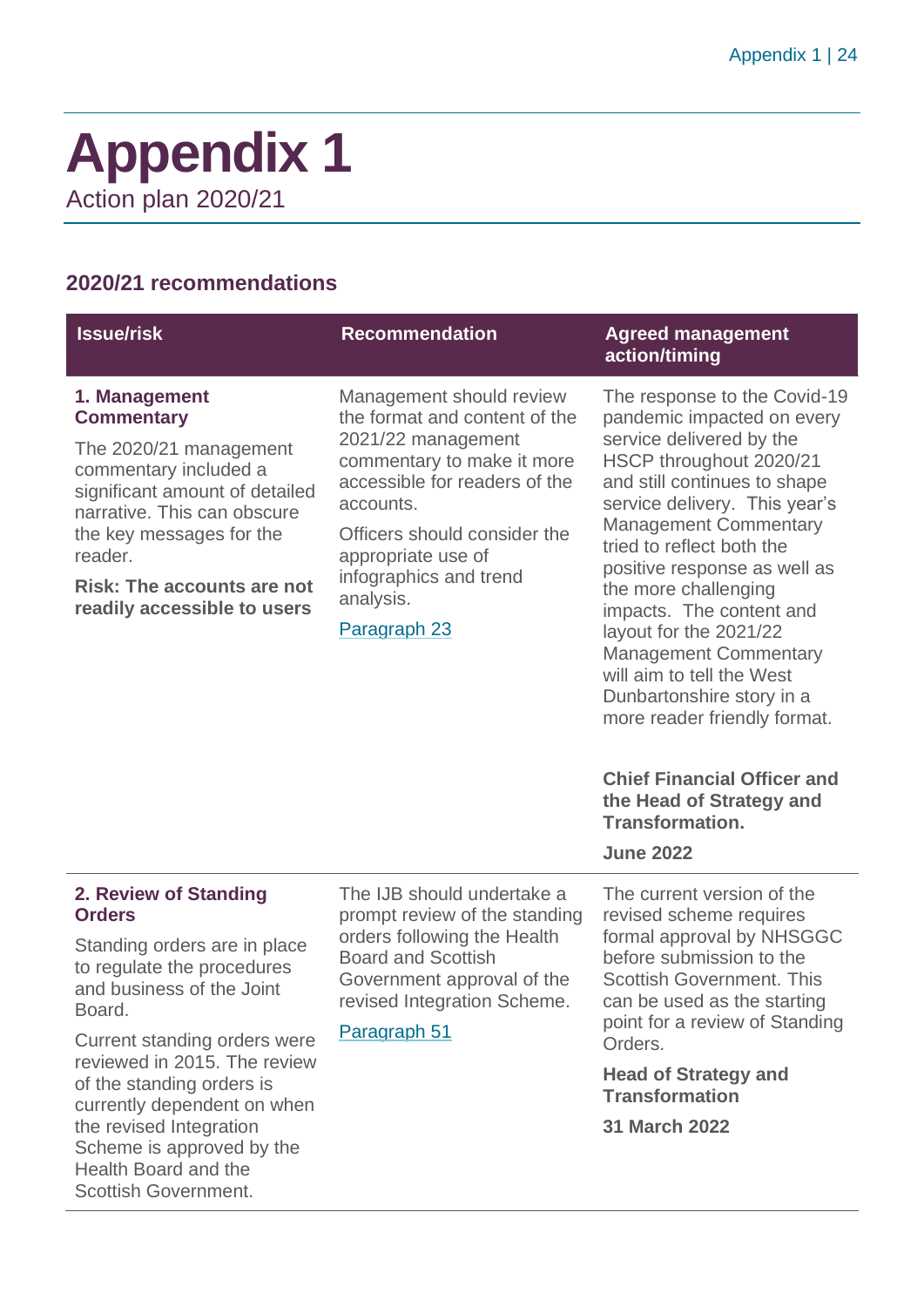# Appendix 1

Action plan 2020/21

## 2020/21 recommendations

| Issue/risk | Recommendation | Agreed management action/timing |
|---|---|---|
| **1. Management Commentary**<br><br>The 2020/21 management commentary included a significant amount of detailed narrative. This can obscure the key messages for the reader.<br><br>**Risk: The accounts are not readily accessible to users** | Management should review the format and content of the 2021/22 management commentary to make it more accessible for readers of the accounts.<br><br>Officers should consider the appropriate use of infographics and trend analysis.<br><br>Paragraph 23 | The response to the Covid-19 pandemic impacted on every service delivered by the HSCP throughout 2020/21 and still continues to shape service delivery. This year's Management Commentary tried to reflect both the positive response as well as the more challenging impacts. The content and layout for the 2021/22 Management Commentary will aim to tell the West Dunbartonshire story in a more reader friendly format.<br><br>**Chief Financial Officer and the Head of Strategy and Transformation.**<br><br>**June 2022** |
| **2. Review of Standing Orders**<br><br>Standing orders are in place to regulate the procedures and business of the Joint Board.<br><br>Current standing orders were reviewed in 2015. The review of the standing orders is currently dependent on when the revised Integration Scheme is approved by the Health Board and the Scottish Government. | The IJB should undertake a prompt review of the standing orders following the Health Board and Scottish Government approval of the revised Integration Scheme.<br><br>Paragraph 51 | The current version of the revised scheme requires formal approval by NHSGGC before submission to the Scottish Government. This can be used as the starting point for a review of Standing Orders.<br><br>**Head of Strategy and Transformation**<br><br>**31 March 2022** |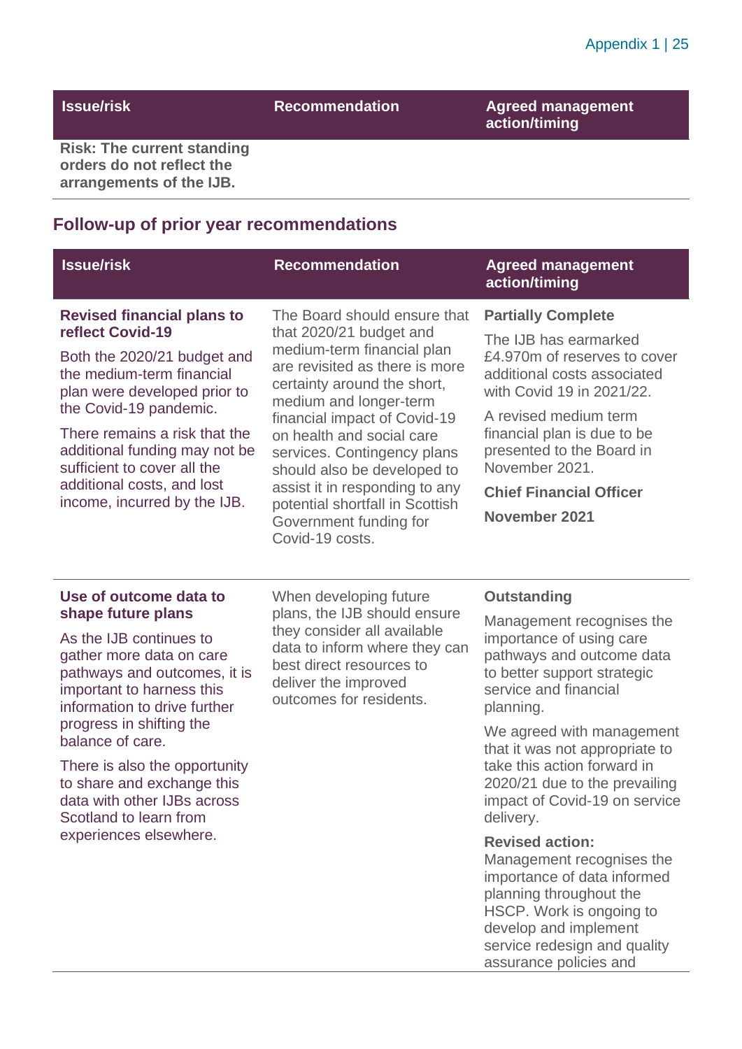| Issue/risk | Recommendation | Agreed management action/timing |
|---|---|---|
| **Risk: The current standing orders do not reflect the arrangements of the IJB.** | | |

## Follow-up of prior year recommendations

| Issue/risk | Recommendation | Agreed management action/timing |
|---|---|---|
| **Revised financial plans to reflect Covid-19**<br><br>Both the 2020/21 budget and the medium-term financial plan were developed prior to the Covid-19 pandemic.<br><br>There remains a risk that the additional funding may not be sufficient to cover all the additional costs, and lost income, incurred by the IJB. | The Board should ensure that that 2020/21 budget and medium-term financial plan are revisited as there is more certainty around the short, medium and longer-term financial impact of Covid-19 on health and social care services. Contingency plans should also be developed to assist it in responding to any potential shortfall in Scottish Government funding for Covid-19 costs. | **Partially Complete**<br><br>The IJB has earmarked £4.970m of reserves to cover additional costs associated with Covid 19 in 2021/22.<br><br>A revised medium term financial plan is due to be presented to the Board in November 2021.<br><br>**Chief Financial Officer**<br><br>**November 2021** |
| **Use of outcome data to shape future plans**<br><br>As the IJB continues to gather more data on care pathways and outcomes, it is important to harness this information to drive further progress in shifting the balance of care.<br><br>There is also the opportunity to share and exchange this data with other IJBs across Scotland to learn from experiences elsewhere. | When developing future plans, the IJB should ensure they consider all available data to inform where they can best direct resources to deliver the improved outcomes for residents. | **Outstanding**<br><br>Management recognises the importance of using care pathways and outcome data to better support strategic service and financial planning.<br><br>We agreed with management that it was not appropriate to take this action forward in 2020/21 due to the prevailing impact of Covid-19 on service delivery.<br><br>**Revised action:**<br>Management recognises the importance of data informed planning throughout the HSCP. Work is ongoing to develop and implement service redesign and quality assurance policies and |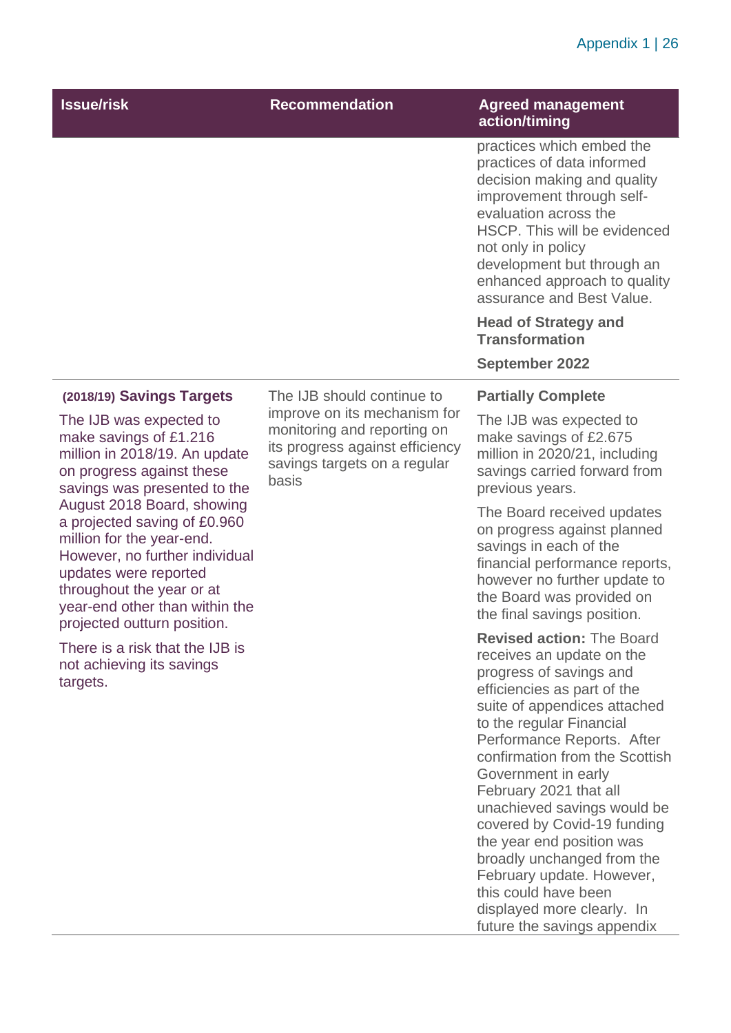| Issue/risk | Recommendation | Agreed management action/timing |
| --- | --- | --- |
| | | practices which embed the practices of data informed decision making and quality improvement through self-evaluation across the HSCP. This will be evidenced not only in policy development but through an enhanced approach to quality assurance and Best Value.<br><br>**Head of Strategy and Transformation**<br><br>**September 2022** |
| **(2018/19) Savings Targets**<br><br>The IJB was expected to make savings of £1.216 million in 2018/19. An update on progress against these savings was presented to the August 2018 Board, showing a projected saving of £0.960 million for the year-end. However, no further individual updates were reported throughout the year or at year-end other than within the projected outturn position.<br><br>There is a risk that the IJB is not achieving its savings targets. | The IJB should continue to improve on its mechanism for monitoring and reporting on its progress against efficiency savings targets on a regular basis | **Partially Complete**<br><br>The IJB was expected to make savings of £2.675 million in 2020/21, including savings carried forward from previous years.<br><br>The Board received updates on progress against planned savings in each of the financial performance reports, however no further update to the Board was provided on the final savings position.<br><br>**Revised action:** The Board receives an update on the progress of savings and efficiencies as part of the suite of appendices attached to the regular Financial Performance Reports. After confirmation from the Scottish Government in early February 2021 that all unachieved savings would be covered by Covid-19 funding the year end position was broadly unchanged from the February update. However, this could have been displayed more clearly. In future the savings appendix |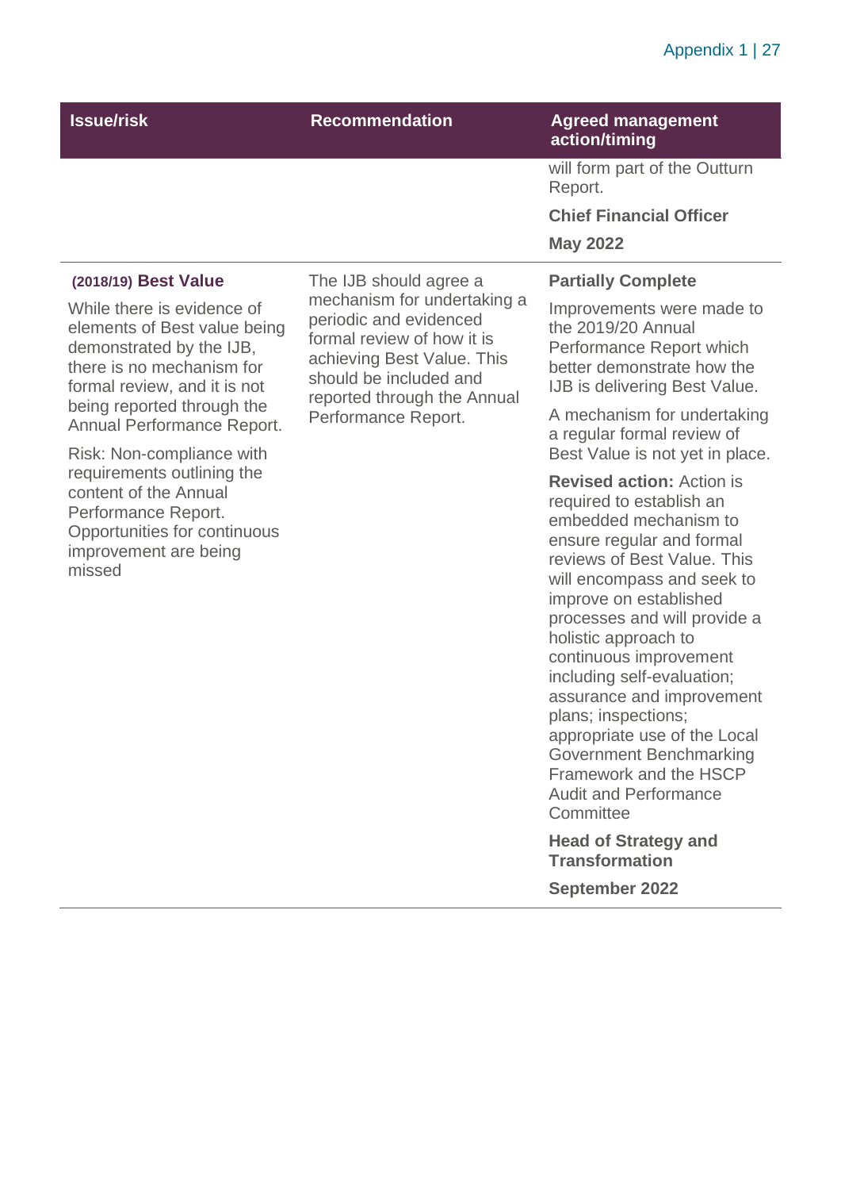| Issue/risk | Recommendation | Agreed management action/timing |
|---|---|---|
| | | will form part of the Outturn Report.<br><br>**Chief Financial Officer**<br><br>**May 2022** |
| **(2018/19) Best Value**<br><br>While there is evidence of elements of Best value being demonstrated by the IJB, there is no mechanism for formal review, and it is not being reported through the Annual Performance Report.<br><br>Risk: Non-compliance with requirements outlining the content of the Annual Performance Report. Opportunities for continuous improvement are being missed | The IJB should agree a mechanism for undertaking a periodic and evidenced formal review of how it is achieving Best Value. This should be included and reported through the Annual Performance Report. | **Partially Complete**<br><br>Improvements were made to the 2019/20 Annual Performance Report which better demonstrate how the IJB is delivering Best Value.<br><br>A mechanism for undertaking a regular formal review of Best Value is not yet in place.<br><br>**Revised action:** Action is required to establish an embedded mechanism to ensure regular and formal reviews of Best Value. This will encompass and seek to improve on established processes and will provide a holistic approach to continuous improvement including self-evaluation; assurance and improvement plans; inspections; appropriate use of the Local Government Benchmarking Framework and the HSCP Audit and Performance Committee<br><br>**Head of Strategy and Transformation**<br><br>**September 2022** |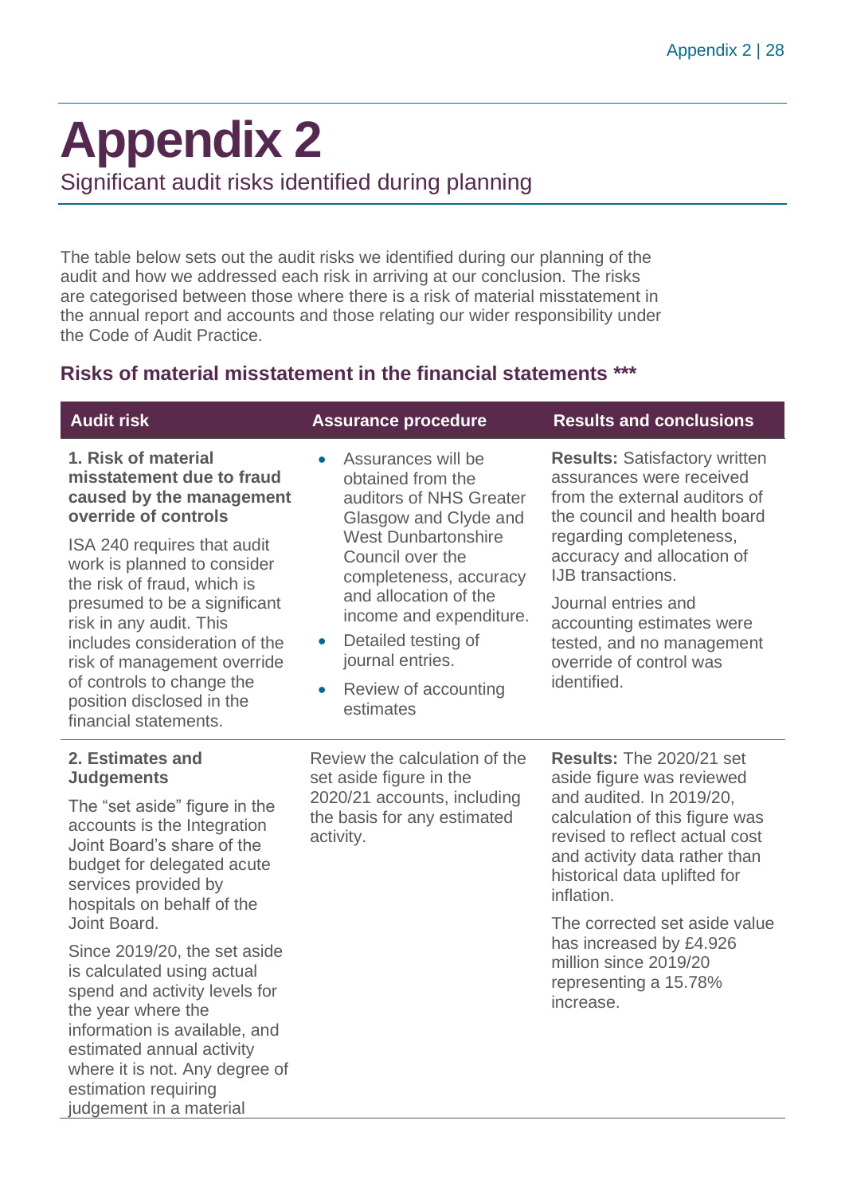# Appendix 2

Significant audit risks identified during planning

The table below sets out the audit risks we identified during our planning of the audit and how we addressed each risk in arriving at our conclusion. The risks are categorised between those where there is a risk of material misstatement in the annual report and accounts and those relating our wider responsibility under the Code of Audit Practice.

## Risks of material misstatement in the financial statements ***

| Audit risk | Assurance procedure | Results and conclusions |
|---|---|---|
| **1. Risk of material misstatement due to fraud caused by the management override of controls**<br><br>ISA 240 requires that audit work is planned to consider the risk of fraud, which is presumed to be a significant risk in any audit. This includes consideration of the risk of management override of controls to change the position disclosed in the financial statements. | • Assurances will be obtained from the auditors of NHS Greater Glasgow and Clyde and West Dunbartonshire Council over the completeness, accuracy and allocation of the income and expenditure.<br>• Detailed testing of journal entries.<br>• Review of accounting estimates | **Results:** Satisfactory written assurances were received from the external auditors of the council and health board regarding completeness, accuracy and allocation of IJB transactions.<br><br>Journal entries and accounting estimates were tested, and no management override of control was identified. |
| **2. Estimates and Judgements**<br><br>The "set aside" figure in the accounts is the Integration Joint Board's share of the budget for delegated acute services provided by hospitals on behalf of the Joint Board.<br><br>Since 2019/20, the set aside is calculated using actual spend and activity levels for the year where the information is available, and estimated annual activity where it is not. Any degree of estimation requiring judgement in a material | Review the calculation of the set aside figure in the 2020/21 accounts, including the basis for any estimated activity. | **Results:** The 2020/21 set aside figure was reviewed and audited. In 2019/20, calculation of this figure was revised to reflect actual cost and activity data rather than historical data uplifted for inflation.<br><br>The corrected set aside value has increased by £4.926 million since 2019/20 representing a 15.78% increase. |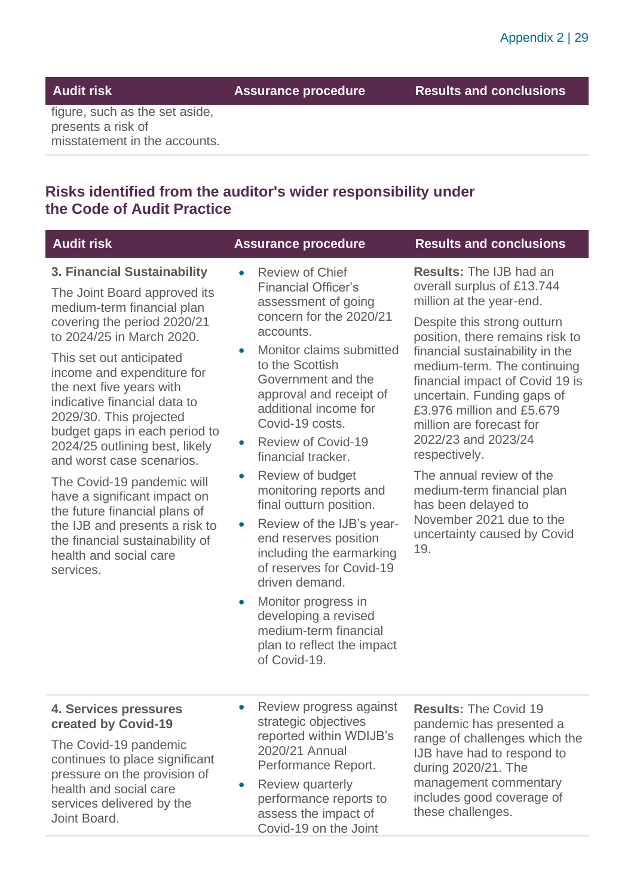| Audit risk | Assurance procedure | Results and conclusions |
| --- | --- | --- |
| figure, such as the set aside, presents a risk of misstatement in the accounts. | | |

## Risks identified from the auditor's wider responsibility under the Code of Audit Practice

| Audit risk | Assurance procedure | Results and conclusions |
| --- | --- | --- |
| **3. Financial Sustainability**<br><br>The Joint Board approved its medium-term financial plan covering the period 2020/21 to 2024/25 in March 2020.<br><br>This set out anticipated income and expenditure for the next five years with indicative financial data to 2029/30. This projected budget gaps in each period to 2024/25 outlining best, likely and worst case scenarios.<br><br>The Covid-19 pandemic will have a significant impact on the future financial plans of the IJB and presents a risk to the financial sustainability of health and social care services. | • Review of Chief Financial Officer's assessment of going concern for the 2020/21 accounts.<br>• Monitor claims submitted to the Scottish Government and the approval and receipt of additional income for Covid-19 costs.<br>• Review of Covid-19 financial tracker.<br>• Review of budget monitoring reports and final outturn position.<br>• Review of the IJB's year-end reserves position including the earmarking of reserves for Covid-19 driven demand.<br>• Monitor progress in developing a revised medium-term financial plan to reflect the impact of Covid-19. | **Results:** The IJB had an overall surplus of £13.744 million at the year-end.<br><br>Despite this strong outturn position, there remains risk to financial sustainability in the medium-term. The continuing financial impact of Covid 19 is uncertain. Funding gaps of £3.976 million and £5.679 million are forecast for 2022/23 and 2023/24 respectively.<br><br>The annual review of the medium-term financial plan has been delayed to November 2021 due to the uncertainty caused by Covid 19. |
| **4. Services pressures created by Covid-19**<br><br>The Covid-19 pandemic continues to place significant pressure on the provision of health and social care services delivered by the Joint Board. | • Review progress against strategic objectives reported within WDIJB's 2020/21 Annual Performance Report.<br>• Review quarterly performance reports to assess the impact of Covid-19 on the Joint | **Results:** The Covid 19 pandemic has presented a range of challenges which the IJB have had to respond to during 2020/21. The management commentary includes good coverage of these challenges. |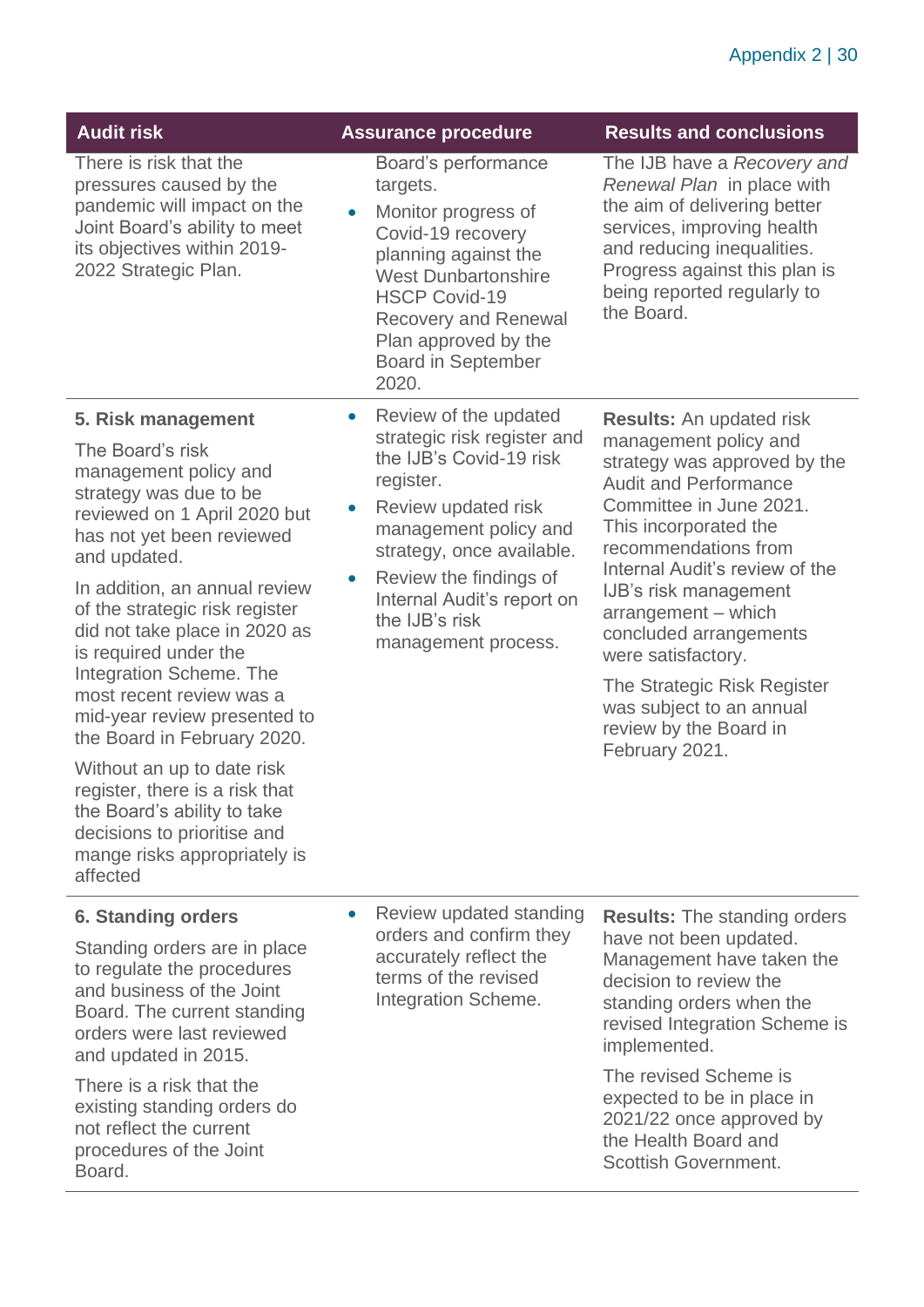| Audit risk | Assurance procedure | Results and conclusions |
|---|---|---|
| There is risk that the pressures caused by the pandemic will impact on the Joint Board's ability to meet its objectives within 2019-2022 Strategic Plan. | Board's performance targets.<br>• Monitor progress of Covid-19 recovery planning against the West Dunbartonshire HSCP Covid-19 Recovery and Renewal Plan approved by the Board in September 2020. | The IJB have a *Recovery and Renewal Plan* in place with the aim of delivering better services, improving health and reducing inequalities. Progress against this plan is being reported regularly to the Board. |
| **5. Risk management**<br>The Board's risk management policy and strategy was due to be reviewed on 1 April 2020 but has not yet been reviewed and updated.<br>In addition, an annual review of the strategic risk register did not take place in 2020 as is required under the Integration Scheme. The most recent review was a mid-year review presented to the Board in February 2020.<br>Without an up to date risk register, there is a risk that the Board's ability to take decisions to prioritise and mange risks appropriately is affected | • Review of the updated strategic risk register and the IJB's Covid-19 risk register.<br>• Review updated risk management policy and strategy, once available.<br>• Review the findings of Internal Audit's report on the IJB's risk management process. | **Results:** An updated risk management policy and strategy was approved by the Audit and Performance Committee in June 2021. This incorporated the recommendations from Internal Audit's review of the IJB's risk management arrangement – which concluded arrangements were satisfactory.<br>The Strategic Risk Register was subject to an annual review by the Board in February 2021. |
| **6. Standing orders**<br>Standing orders are in place to regulate the procedures and business of the Joint Board. The current standing orders were last reviewed and updated in 2015.<br>There is a risk that the existing standing orders do not reflect the current procedures of the Joint Board. | • Review updated standing orders and confirm they accurately reflect the terms of the revised Integration Scheme. | **Results:** The standing orders have not been updated. Management have taken the decision to review the standing orders when the revised Integration Scheme is implemented.<br>The revised Scheme is expected to be in place in 2021/22 once approved by the Health Board and Scottish Government. |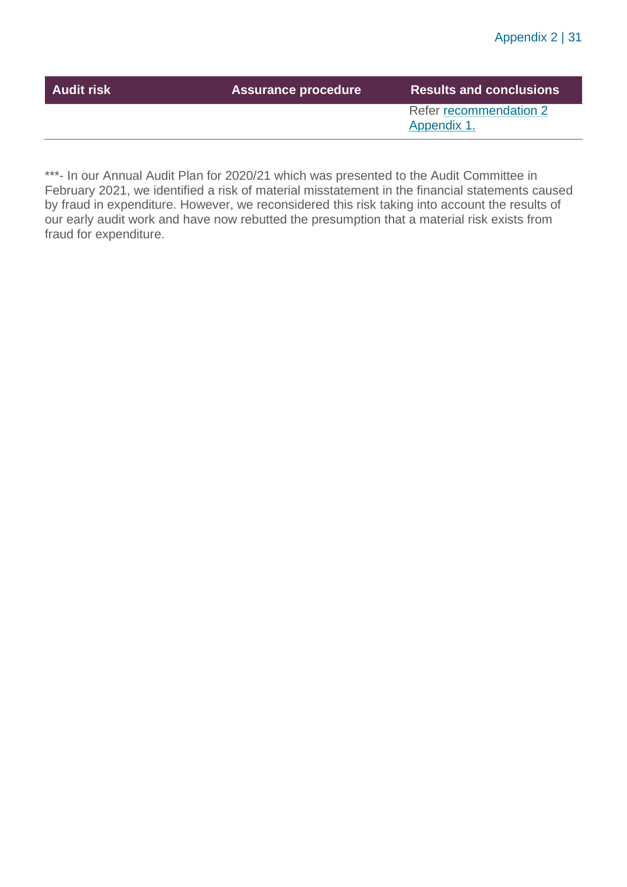| Audit risk | Assurance procedure | Results and conclusions |
| --- | --- | --- |
| | | Refer recommendation 2 Appendix 1. |

***- In our Annual Audit Plan for 2020/21 which was presented to the Audit Committee in February 2021, we identified a risk of material misstatement in the financial statements caused by fraud in expenditure. However, we reconsidered this risk taking into account the results of our early audit work and have now rebutted the presumption that a material risk exists from fraud for expenditure.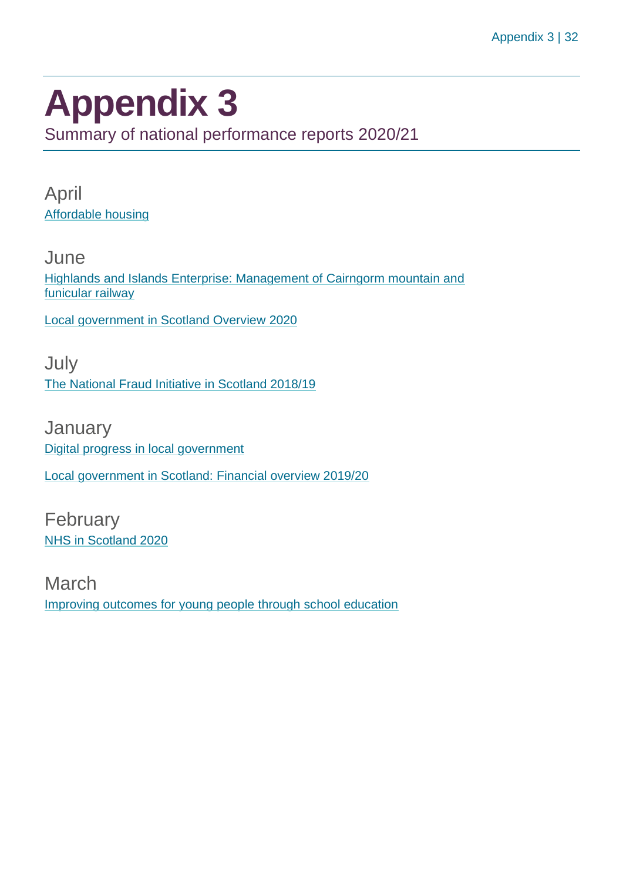# Appendix 3

Summary of national performance reports 2020/21

## April

Affordable housing

## June

Highlands and Islands Enterprise: Management of Cairngorm mountain and funicular railway

Local government in Scotland Overview 2020

## July

The National Fraud Initiative in Scotland 2018/19

## January

Digital progress in local government

Local government in Scotland: Financial overview 2019/20

## February

NHS in Scotland 2020

## March

Improving outcomes for young people through school education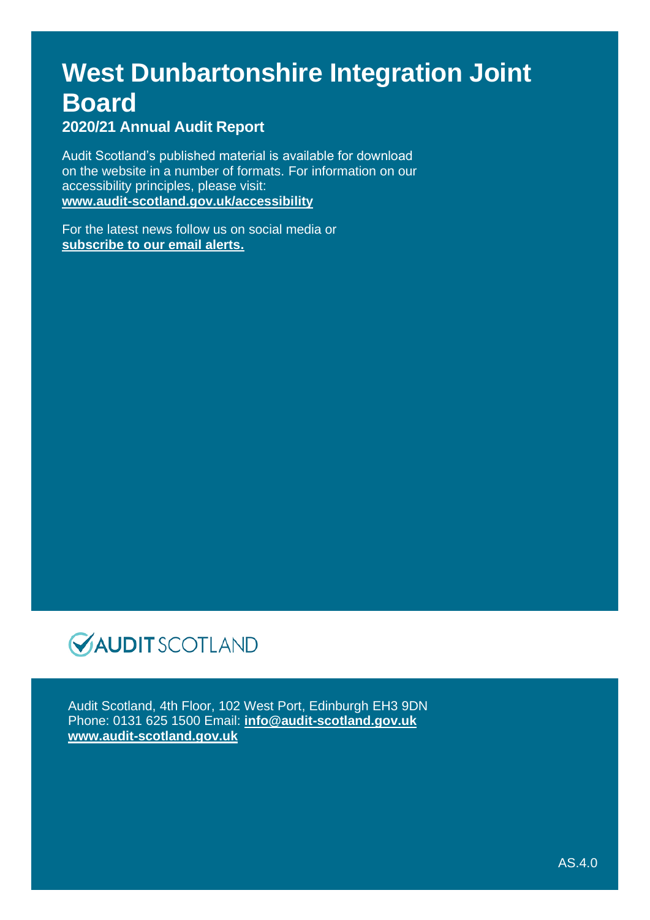# West Dunbartonshire Integration Joint Board

## 2020/21 Annual Audit Report

Audit Scotland's published material is available for download on the website in a number of formats. For information on our accessibility principles, please visit:
**www.audit-scotland.gov.uk/accessibility**

For the latest news follow us on social media or **subscribe to our email alerts.**

AUDIT SCOTLAND

Audit Scotland, 4th Floor, 102 West Port, Edinburgh EH3 9DN
Phone: 0131 625 1500 Email: **info@audit-scotland.gov.uk**
**www.audit-scotland.gov.uk**

AS.4.0